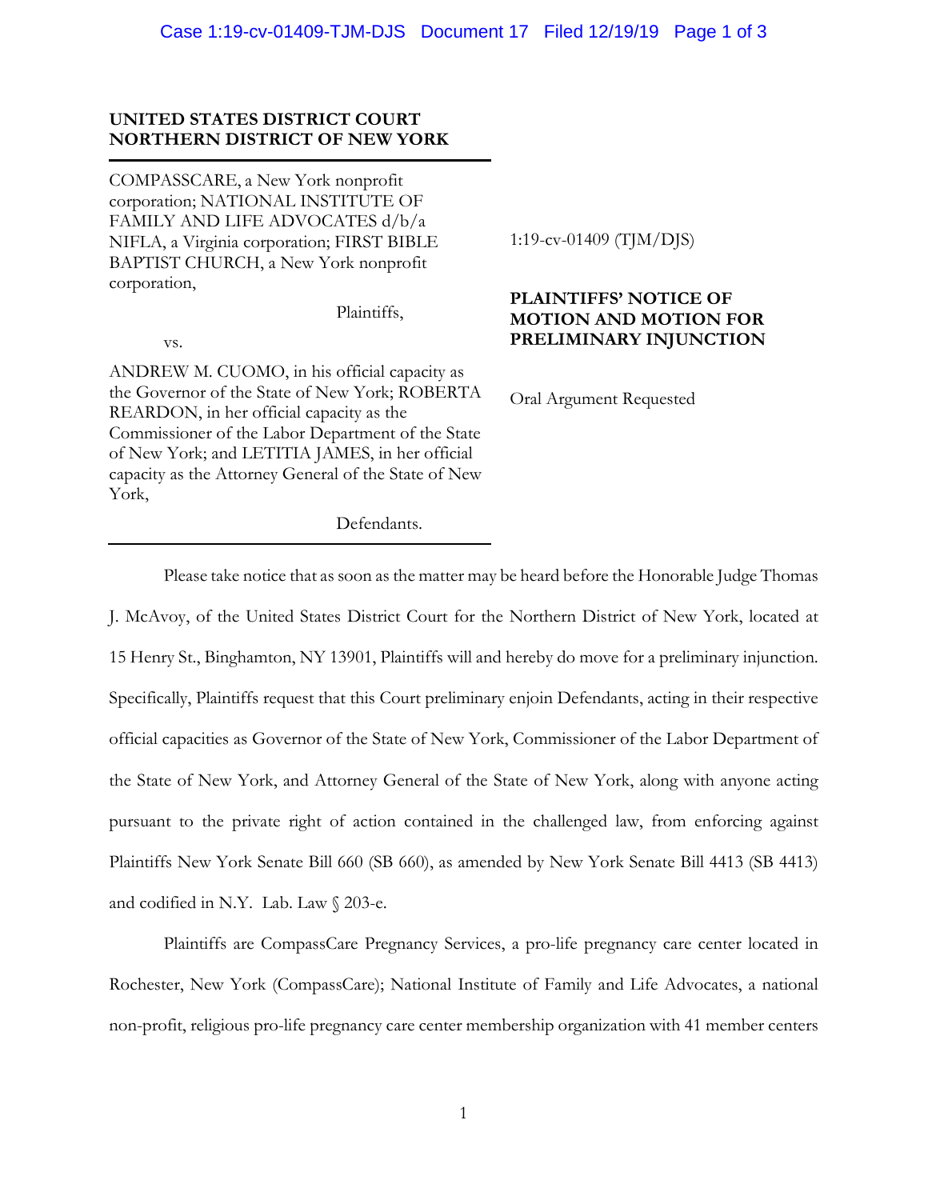**UNITED STATES DISTRICT COURT**
**NORTHERN DISTRICT OF NEW YORK**

COMPASSCARE, a New York nonprofit corporation; NATIONAL INSTITUTE OF FAMILY AND LIFE ADVOCATES d/b/a NIFLA, a Virginia corporation; FIRST BIBLE BAPTIST CHURCH, a New York nonprofit corporation,

Plaintiffs,

vs.

ANDREW M. CUOMO, in his official capacity as the Governor of the State of New York; ROBERTA REARDON, in her official capacity as the Commissioner of the Labor Department of the State of New York; and LETITIA JAMES, in her official capacity as the Attorney General of the State of New York,

Defendants.

1:19-cv-01409 (TJM/DJS)

**PLAINTIFFS' NOTICE OF MOTION AND MOTION FOR PRELIMINARY INJUNCTION**

Oral Argument Requested

Please take notice that as soon as the matter may be heard before the Honorable Judge Thomas J. McAvoy, of the United States District Court for the Northern District of New York, located at 15 Henry St., Binghamton, NY 13901, Plaintiffs will and hereby do move for a preliminary injunction. Specifically, Plaintiffs request that this Court preliminary enjoin Defendants, acting in their respective official capacities as Governor of the State of New York, Commissioner of the Labor Department of the State of New York, and Attorney General of the State of New York, along with anyone acting pursuant to the private right of action contained in the challenged law, from enforcing against Plaintiffs New York Senate Bill 660 (SB 660), as amended by New York Senate Bill 4413 (SB 4413) and codified in N.Y. Lab. Law § 203-e.

Plaintiffs are CompassCare Pregnancy Services, a pro-life pregnancy care center located in Rochester, New York (CompassCare); National Institute of Family and Life Advocates, a national non-profit, religious pro-life pregnancy care center membership organization with 41 member centers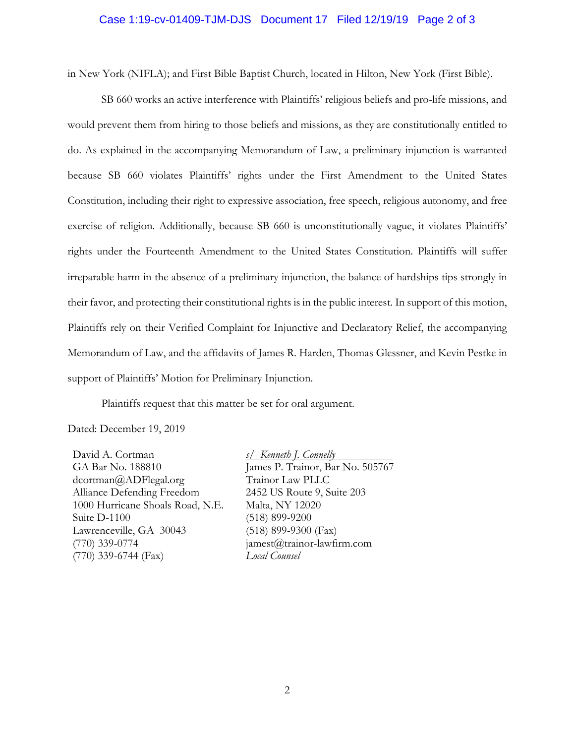in New York (NIFLA); and First Bible Baptist Church, located in Hilton, New York (First Bible).

SB 660 works an active interference with Plaintiffs' religious beliefs and pro-life missions, and would prevent them from hiring to those beliefs and missions, as they are constitutionally entitled to do. As explained in the accompanying Memorandum of Law, a preliminary injunction is warranted because SB 660 violates Plaintiffs' rights under the First Amendment to the United States Constitution, including their right to expressive association, free speech, religious autonomy, and free exercise of religion. Additionally, because SB 660 is unconstitutionally vague, it violates Plaintiffs' rights under the Fourteenth Amendment to the United States Constitution. Plaintiffs will suffer irreparable harm in the absence of a preliminary injunction, the balance of hardships tips strongly in their favor, and protecting their constitutional rights is in the public interest. In support of this motion, Plaintiffs rely on their Verified Complaint for Injunctive and Declaratory Relief, the accompanying Memorandum of Law, and the affidavits of James R. Harden, Thomas Glessner, and Kevin Pestke in support of Plaintiffs' Motion for Preliminary Injunction.

Plaintiffs request that this matter be set for oral argument.

Dated: December 19, 2019

David A. Cortman
GA Bar No. 188810
dcortman@ADFlegal.org
Alliance Defending Freedom
1000 Hurricane Shoals Road, N.E.
Suite D-1100
Lawrenceville, GA 30043
(770) 339-0774
(770) 339-6744 (Fax)

*s/ Kenneth J. Connelly*
James P. Trainor, Bar No. 505767
Trainor Law PLLC
2452 US Route 9, Suite 203
Malta, NY 12020
(518) 899-9200
(518) 899-9300 (Fax)
jamest@trainor-lawfirm.com
*Local Counsel*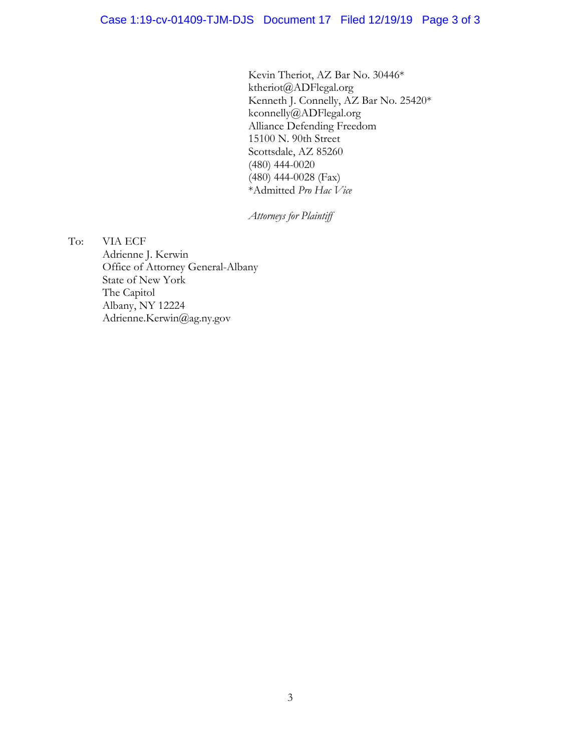Kevin Theriot, AZ Bar No. 30446*
ktheriot@ADFlegal.org
Kenneth J. Connelly, AZ Bar No. 25420*
kconnelly@ADFlegal.org
Alliance Defending Freedom
15100 N. 90th Street
Scottsdale, AZ 85260
(480) 444-0020
(480) 444-0028 (Fax)
*Admitted *Pro Hac Vice*

*Attorneys for Plaintiff*

To: VIA ECF
Adrienne J. Kerwin
Office of Attorney General-Albany
State of New York
The Capitol
Albany, NY 12224
Adrienne.Kerwin@ag.ny.gov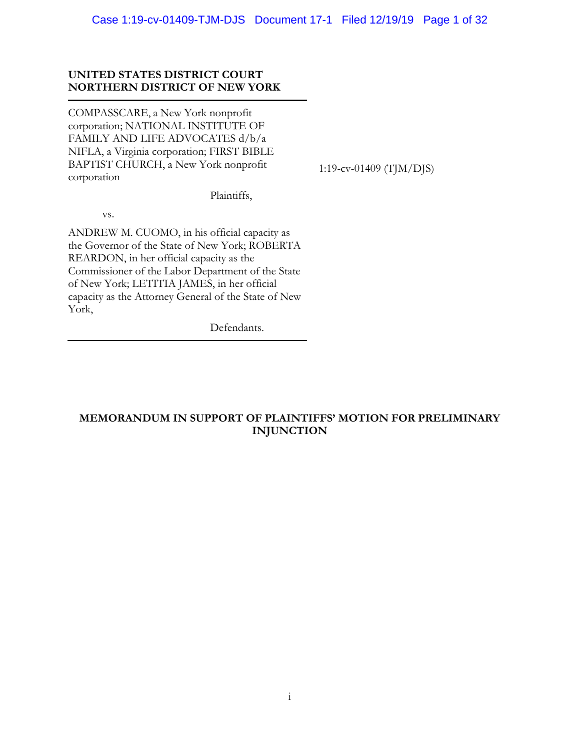**UNITED STATES DISTRICT COURT**
**NORTHERN DISTRICT OF NEW YORK**

COMPASSCARE, a New York nonprofit corporation; NATIONAL INSTITUTE OF FAMILY AND LIFE ADVOCATES d/b/a NIFLA, a Virginia corporation; FIRST BIBLE BAPTIST CHURCH, a New York nonprofit corporation

Plaintiffs,

vs.

ANDREW M. CUOMO, in his official capacity as the Governor of the State of New York; ROBERTA REARDON, in her official capacity as the Commissioner of the Labor Department of the State of New York; LETITIA JAMES, in her official capacity as the Attorney General of the State of New York,

Defendants.

1:19-cv-01409 (TJM/DJS)

**MEMORANDUM IN SUPPORT OF PLAINTIFFS' MOTION FOR PRELIMINARY INJUNCTION**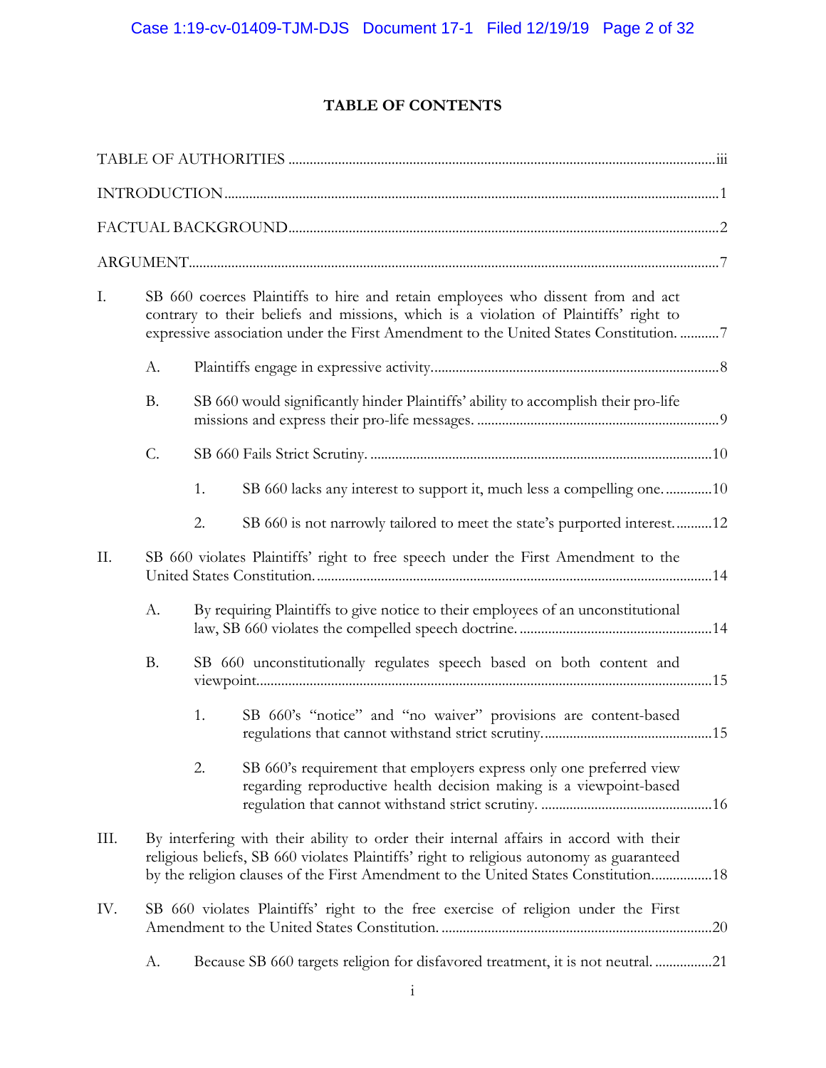# TABLE OF CONTENTS

TABLE OF AUTHORITIES ........................................................................................................ iii

INTRODUCTION ........................................................................................................................ 1

FACTUAL BACKGROUND ........................................................................................................ 2

ARGUMENT ................................................................................................................................. 7

I. SB 660 coerces Plaintiffs to hire and retain employees who dissent from and act contrary to their beliefs and missions, which is a violation of Plaintiffs' right to expressive association under the First Amendment to the United States Constitution. ........... 7

   A. Plaintiffs engage in expressive activity. .............................................................................. 8

   B. SB 660 would significantly hinder Plaintiffs' ability to accomplish their pro-life missions and express their pro-life messages. .................................................................. 9

   C. SB 660 Fails Strict Scrutiny. .............................................................................................. 10

      1. SB 660 lacks any interest to support it, much less a compelling one. ............. 10

      2. SB 660 is not narrowly tailored to meet the state's purported interest. .......... 12

II. SB 660 violates Plaintiffs' right to free speech under the First Amendment to the United States Constitution. ............................................................................................................. 14

   A. By requiring Plaintiffs to give notice to their employees of an unconstitutional law, SB 660 violates the compelled speech doctrine. ..................................................... 14

   B. SB 660 unconstitutionally regulates speech based on both content and viewpoint. ............................................................................................................................. 15

      1. SB 660's "notice" and "no waiver" provisions are content-based regulations that cannot withstand strict scrutiny. ............................................... 15

      2. SB 660's requirement that employers express only one preferred view regarding reproductive health decision making is a viewpoint-based regulation that cannot withstand strict scrutiny. ............................................... 16

III. By interfering with their ability to order their internal affairs in accord with their religious beliefs, SB 660 violates Plaintiffs' right to religious autonomy as guaranteed by the religion clauses of the First Amendment to the United States Constitution. ............... 18

IV. SB 660 violates Plaintiffs' right to the free exercise of religion under the First Amendment to the United States Constitution. ........................................................................... 20

   A. Because SB 660 targets religion for disfavored treatment, it is not neutral. ................ 21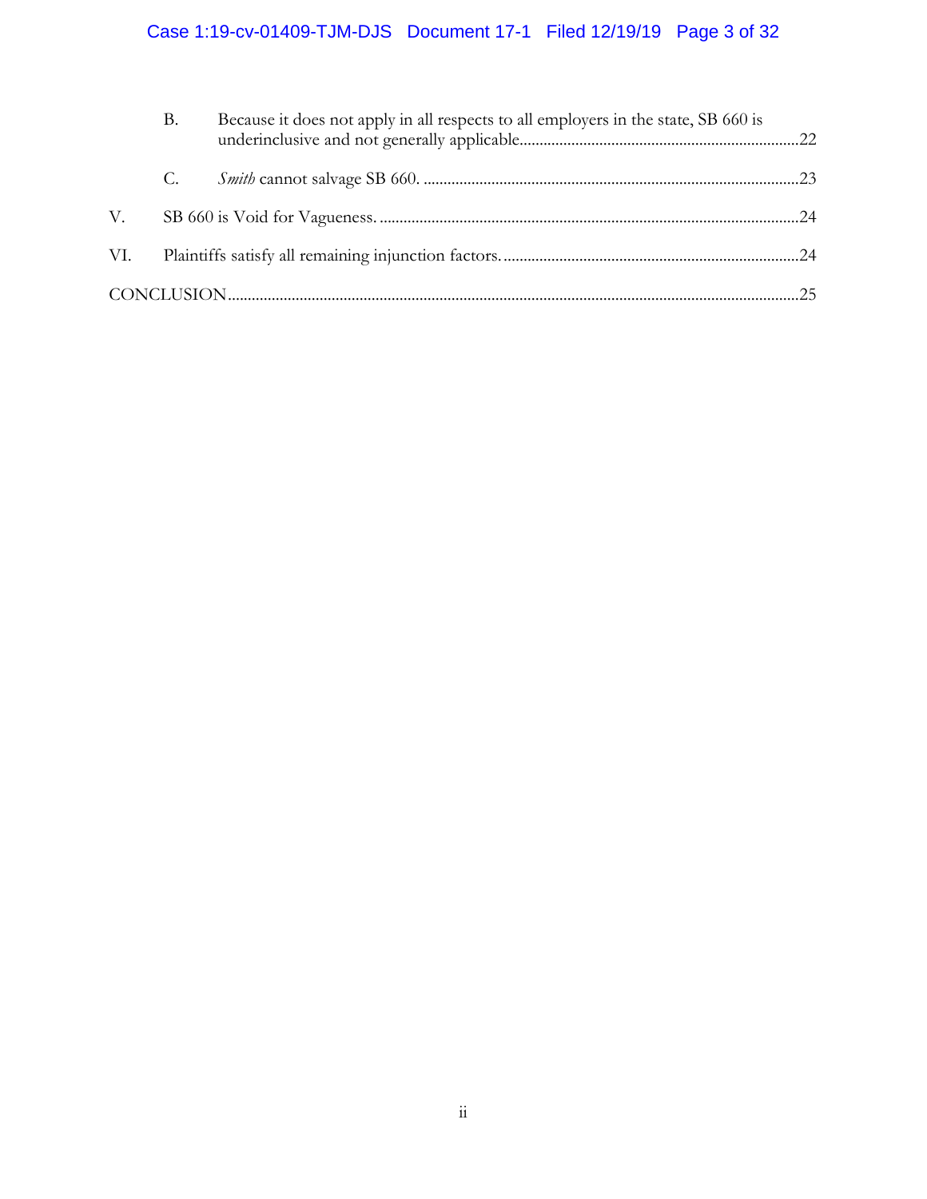B. Because it does not apply in all respects to all employers in the state, SB 660 is underinclusive and not generally applicable......................................................................22

C. *Smith* cannot salvage SB 660. ..............................................................................................23

V. SB 660 is Void for Vagueness. .........................................................................................................24

VI. Plaintiffs satisfy all remaining injunction factors. ..........................................................................24

CONCLUSION.............................................................................................................................................25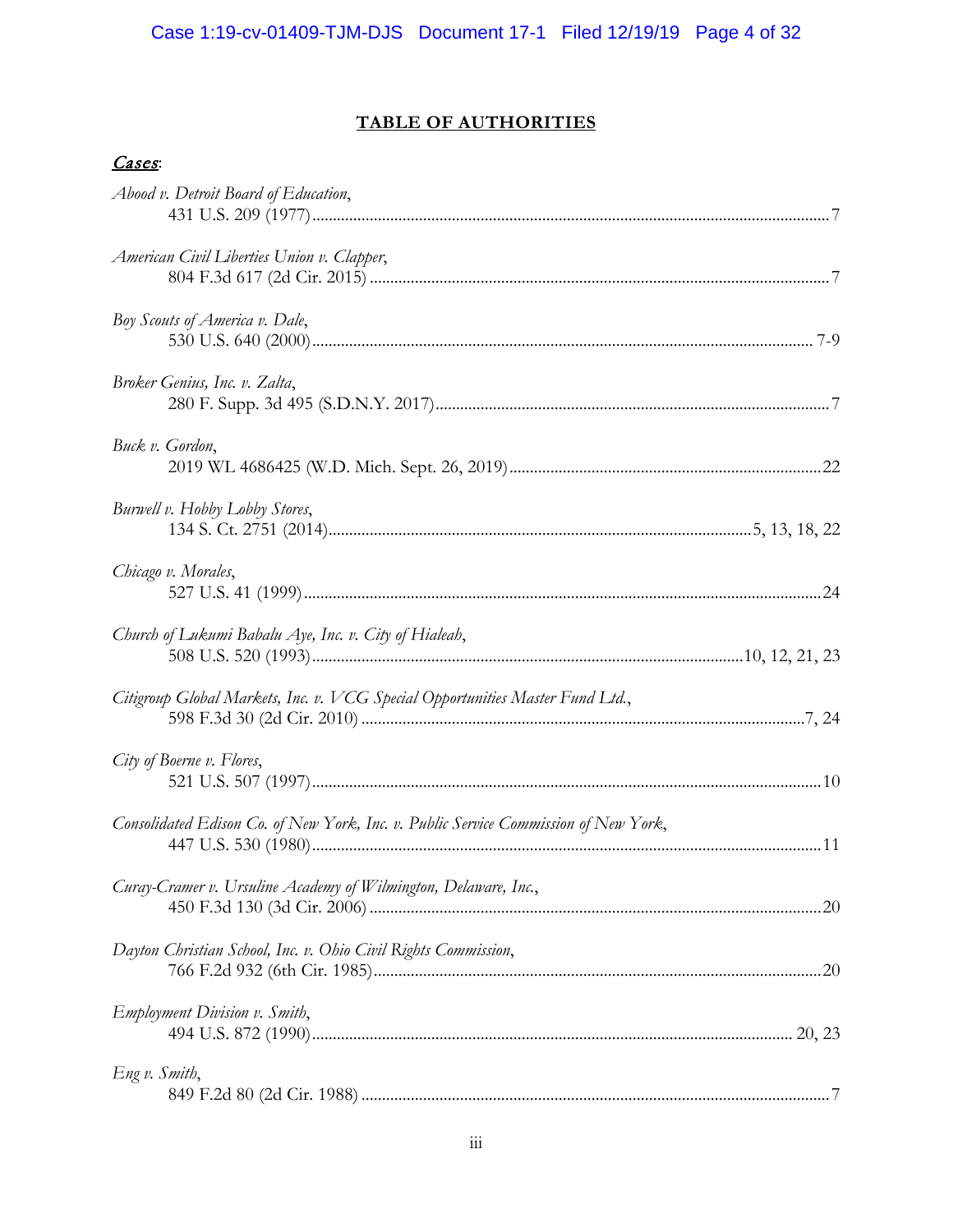# TABLE OF AUTHORITIES

***Cases***:

*Abood v. Detroit Board of Education*,
431 U.S. 209 (1977) ........................................................................................................................ 7

*American Civil Liberties Union v. Clapper*,
804 F.3d 617 (2d Cir. 2015) ........................................................................................................... 7

*Boy Scouts of America v. Dale*,
530 U.S. 640 (2000) .................................................................................................................... 7-9

*Broker Genius, Inc. v. Zalta*,
280 F. Supp. 3d 495 (S.D.N.Y. 2017) ........................................................................................... 7

*Buck v. Gordon*,
2019 WL 4686425 (W.D. Mich. Sept. 26, 2019) ........................................................................ 22

*Burwell v. Hobby Lobby Stores*,
134 S. Ct. 2751 (2014) ............................................................................................ 5, 13, 18, 22

*Chicago v. Morales*,
527 U.S. 41 (1999) ...................................................................................................................... 24

*Church of Lukumi Babalu Aye, Inc. v. City of Hialeah*,
508 U.S. 520 (1993) ........................................................................................... 10, 12, 21, 23

*Citigroup Global Markets, Inc. v. VCG Special Opportunities Master Fund Ltd.*,
598 F.3d 30 (2d Cir. 2010) ...................................................................................................... 7, 24

*City of Boerne v. Flores*,
521 U.S. 507 (1997) .................................................................................................................... 10

*Consolidated Edison Co. of New York, Inc. v. Public Service Commission of New York*,
447 U.S. 530 (1980) .................................................................................................................... 11

*Curay-Cramer v. Ursuline Academy of Wilmington, Delaware, Inc.*,
450 F.3d 130 (3d Cir. 2006) ........................................................................................................ 20

*Dayton Christian School, Inc. v. Ohio Civil Rights Commission*,
766 F.2d 932 (6th Cir. 1985) ....................................................................................................... 20

*Employment Division v. Smith*,
494 U.S. 872 (1990) ............................................................................................................. 20, 23

*Eng v. Smith*,
849 F.2d 80 (2d Cir. 1988) ........................................................................................................... 7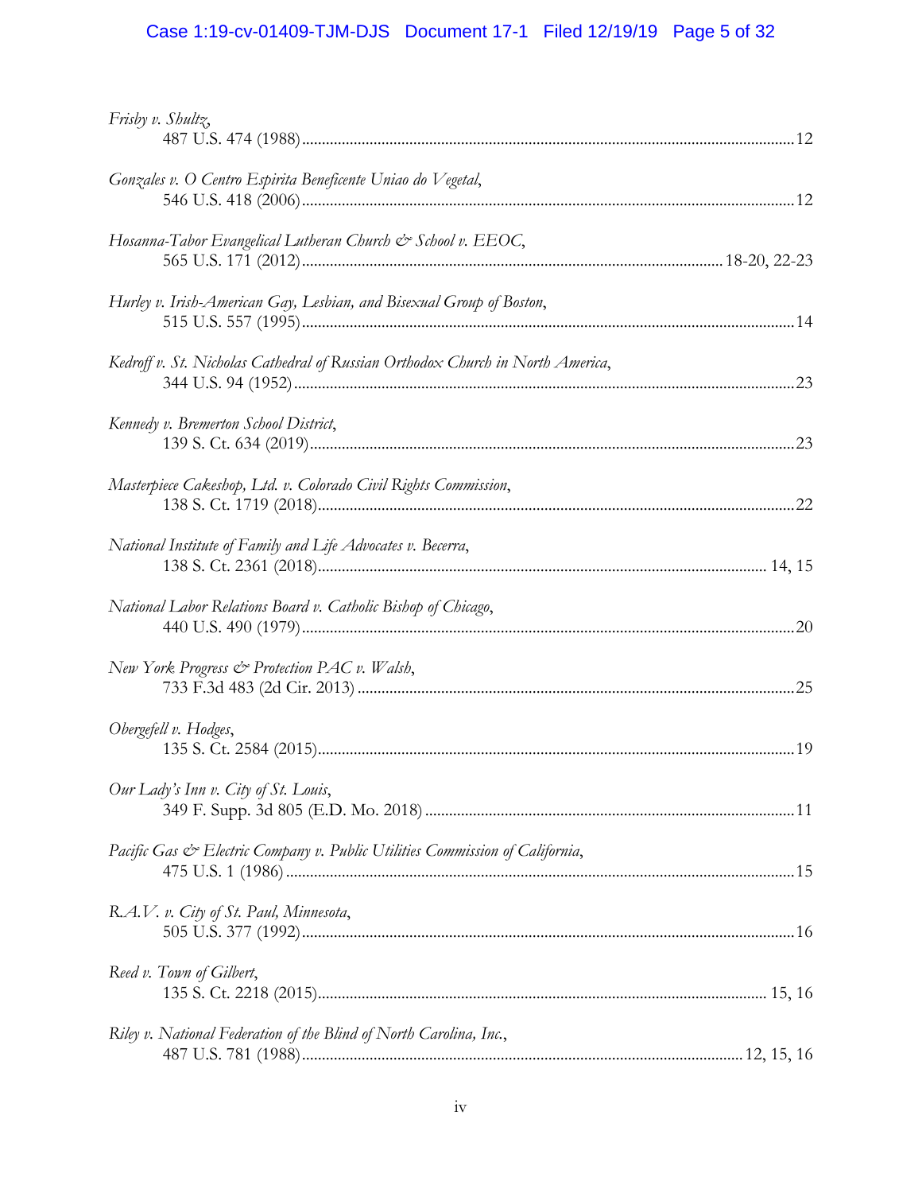*Frisby v. Shultz*,
487 U.S. 474 (1988) .......... 12

*Gonzales v. O Centro Espirita Beneficente Uniao do Vegetal*,
546 U.S. 418 (2006) .......... 12

*Hosanna-Tabor Evangelical Lutheran Church & School v. EEOC*,
565 U.S. 171 (2012) .......... 18-20, 22-23

*Hurley v. Irish-American Gay, Lesbian, and Bisexual Group of Boston*,
515 U.S. 557 (1995) .......... 14

*Kedroff v. St. Nicholas Cathedral of Russian Orthodox Church in North America*,
344 U.S. 94 (1952) .......... 23

*Kennedy v. Bremerton School District*,
139 S. Ct. 634 (2019) .......... 23

*Masterpiece Cakeshop, Ltd. v. Colorado Civil Rights Commission*,
138 S. Ct. 1719 (2018) .......... 22

*National Institute of Family and Life Advocates v. Becerra*,
138 S. Ct. 2361 (2018) .......... 14, 15

*National Labor Relations Board v. Catholic Bishop of Chicago*,
440 U.S. 490 (1979) .......... 20

*New York Progress & Protection PAC v. Walsh*,
733 F.3d 483 (2d Cir. 2013) .......... 25

*Obergefell v. Hodges*,
135 S. Ct. 2584 (2015) .......... 19

*Our Lady's Inn v. City of St. Louis*,
349 F. Supp. 3d 805 (E.D. Mo. 2018) .......... 11

*Pacific Gas & Electric Company v. Public Utilities Commission of California*,
475 U.S. 1 (1986) .......... 15

*R.A.V. v. City of St. Paul, Minnesota*,
505 U.S. 377 (1992) .......... 16

*Reed v. Town of Gilbert*,
135 S. Ct. 2218 (2015) .......... 15, 16

*Riley v. National Federation of the Blind of North Carolina, Inc.*,
487 U.S. 781 (1988) .......... 12, 15, 16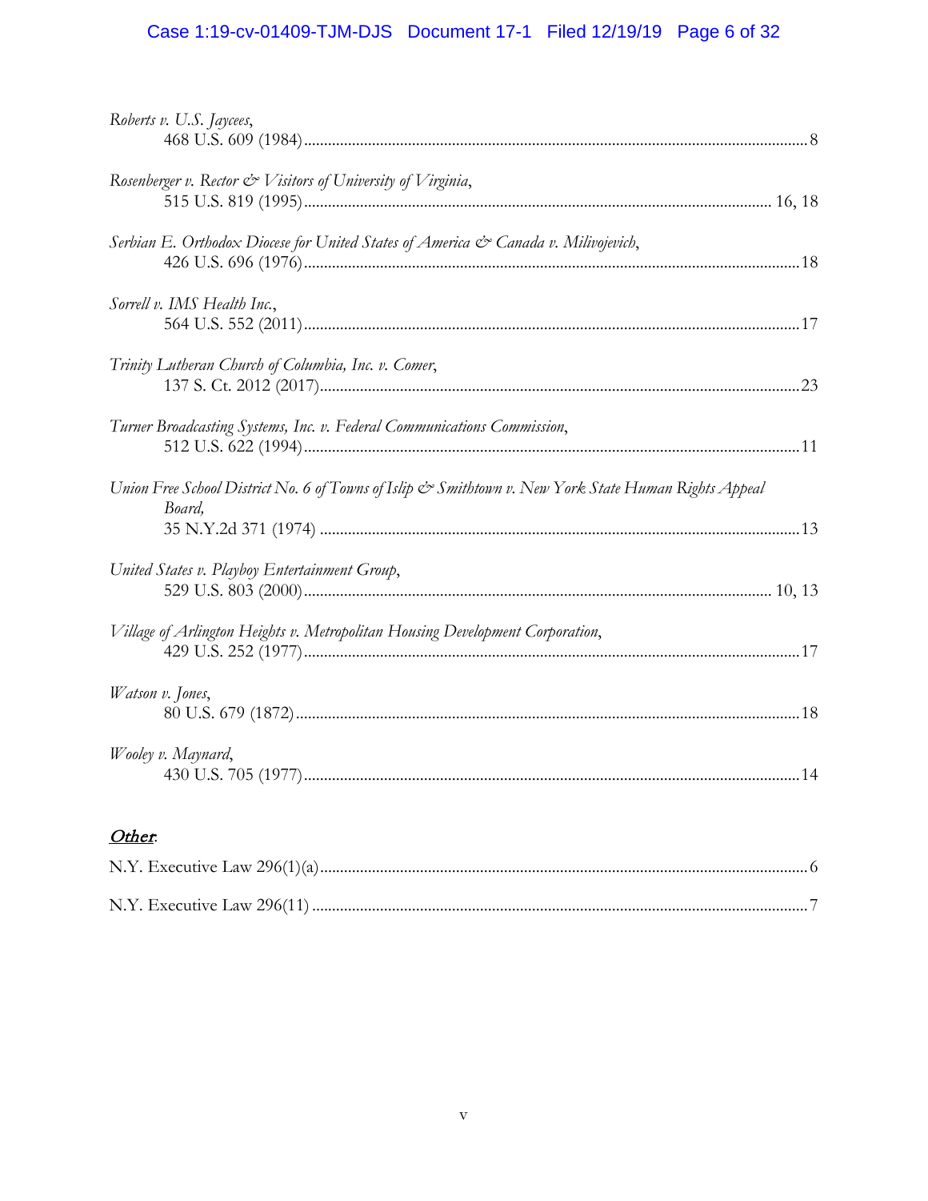*Roberts v. U.S. Jaycees*,
468 U.S. 609 (1984) ........................................................................................................... 8

*Rosenberger v. Rector & Visitors of University of Virginia*,
515 U.S. 819 (1995) .................................................................................................. 16, 18

*Serbian E. Orthodox Diocese for United States of America & Canada v. Milivojevich*,
426 U.S. 696 (1976) ......................................................................................................... 18

*Sorrell v. IMS Health Inc.*,
564 U.S. 552 (2011) ......................................................................................................... 17

*Trinity Lutheran Church of Columbia, Inc. v. Comer*,
137 S. Ct. 2012 (2017) ..................................................................................................... 23

*Turner Broadcasting Systems, Inc. v. Federal Communications Commission*,
512 U.S. 622 (1994) ......................................................................................................... 11

*Union Free School District No. 6 of Towns of Islip & Smithtown v. New York State Human Rights Appeal Board,*
35 N.Y.2d 371 (1974) ...................................................................................................... 13

*United States v. Playboy Entertainment Group*,
529 U.S. 803 (2000) .................................................................................................. 10, 13

*Village of Arlington Heights v. Metropolitan Housing Development Corporation*,
429 U.S. 252 (1977) ......................................................................................................... 17

*Watson v. Jones*,
80 U.S. 679 (1872) ........................................................................................................... 18

*Wooley v. Maynard*,
430 U.S. 705 (1977) ......................................................................................................... 14

***Other*:**

N.Y. Executive Law 296(1)(a) ............................................................................................... 6

N.Y. Executive Law 296(11) .................................................................................................. 7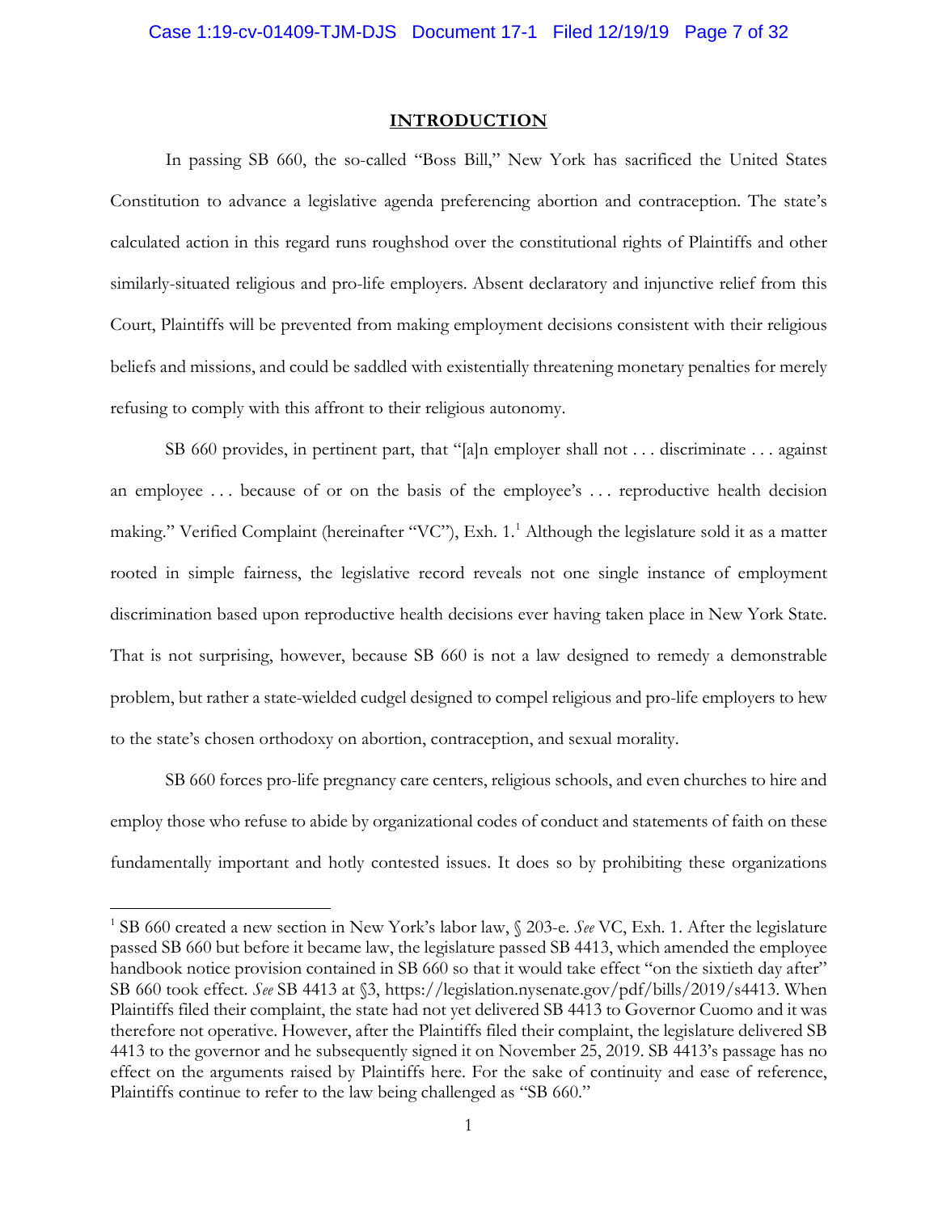## INTRODUCTION

In passing SB 660, the so-called "Boss Bill," New York has sacrificed the United States Constitution to advance a legislative agenda preferencing abortion and contraception. The state's calculated action in this regard runs roughshod over the constitutional rights of Plaintiffs and other similarly-situated religious and pro-life employers. Absent declaratory and injunctive relief from this Court, Plaintiffs will be prevented from making employment decisions consistent with their religious beliefs and missions, and could be saddled with existentially threatening monetary penalties for merely refusing to comply with this affront to their religious autonomy.

SB 660 provides, in pertinent part, that "[a]n employer shall not . . . discriminate . . . against an employee . . . because of or on the basis of the employee's . . . reproductive health decision making." Verified Complaint (hereinafter "VC"), Exh. 1.[1] Although the legislature sold it as a matter rooted in simple fairness, the legislative record reveals not one single instance of employment discrimination based upon reproductive health decisions ever having taken place in New York State. That is not surprising, however, because SB 660 is not a law designed to remedy a demonstrable problem, but rather a state-wielded cudgel designed to compel religious and pro-life employers to hew to the state's chosen orthodoxy on abortion, contraception, and sexual morality.

SB 660 forces pro-life pregnancy care centers, religious schools, and even churches to hire and employ those who refuse to abide by organizational codes of conduct and statements of faith on these fundamentally important and hotly contested issues. It does so by prohibiting these organizations

[1] SB 660 created a new section in New York's labor law, § 203-e. *See* VC, Exh. 1. After the legislature passed SB 660 but before it became law, the legislature passed SB 4413, which amended the employee handbook notice provision contained in SB 660 so that it would take effect "on the sixtieth day after" SB 660 took effect. *See* SB 4413 at §3, https://legislation.nysenate.gov/pdf/bills/2019/s4413. When Plaintiffs filed their complaint, the state had not yet delivered SB 4413 to Governor Cuomo and it was therefore not operative. However, after the Plaintiffs filed their complaint, the legislature delivered SB 4413 to the governor and he subsequently signed it on November 25, 2019. SB 4413's passage has no effect on the arguments raised by Plaintiffs here. For the sake of continuity and ease of reference, Plaintiffs continue to refer to the law being challenged as "SB 660."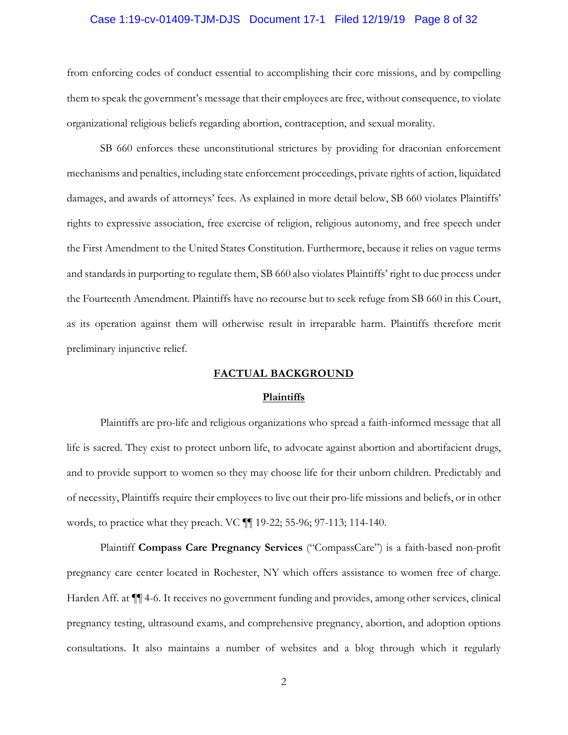from enforcing codes of conduct essential to accomplishing their core missions, and by compelling them to speak the government's message that their employees are free, without consequence, to violate organizational religious beliefs regarding abortion, contraception, and sexual morality.

SB 660 enforces these unconstitutional strictures by providing for draconian enforcement mechanisms and penalties, including state enforcement proceedings, private rights of action, liquidated damages, and awards of attorneys' fees. As explained in more detail below, SB 660 violates Plaintiffs' rights to expressive association, free exercise of religion, religious autonomy, and free speech under the First Amendment to the United States Constitution. Furthermore, because it relies on vague terms and standards in purporting to regulate them, SB 660 also violates Plaintiffs' right to due process under the Fourteenth Amendment. Plaintiffs have no recourse but to seek refuge from SB 660 in this Court, as its operation against them will otherwise result in irreparable harm. Plaintiffs therefore merit preliminary injunctive relief.

## FACTUAL BACKGROUND

### Plaintiffs

Plaintiffs are pro-life and religious organizations who spread a faith-informed message that all life is sacred. They exist to protect unborn life, to advocate against abortion and abortifacient drugs, and to provide support to women so they may choose life for their unborn children. Predictably and of necessity, Plaintiffs require their employees to live out their pro-life missions and beliefs, or in other words, to practice what they preach. VC ¶¶ 19-22; 55-96; 97-113; 114-140.

Plaintiff **Compass Care Pregnancy Services** ("CompassCare") is a faith-based non-profit pregnancy care center located in Rochester, NY which offers assistance to women free of charge. Harden Aff. at ¶¶ 4-6. It receives no government funding and provides, among other services, clinical pregnancy testing, ultrasound exams, and comprehensive pregnancy, abortion, and adoption options consultations. It also maintains a number of websites and a blog through which it regularly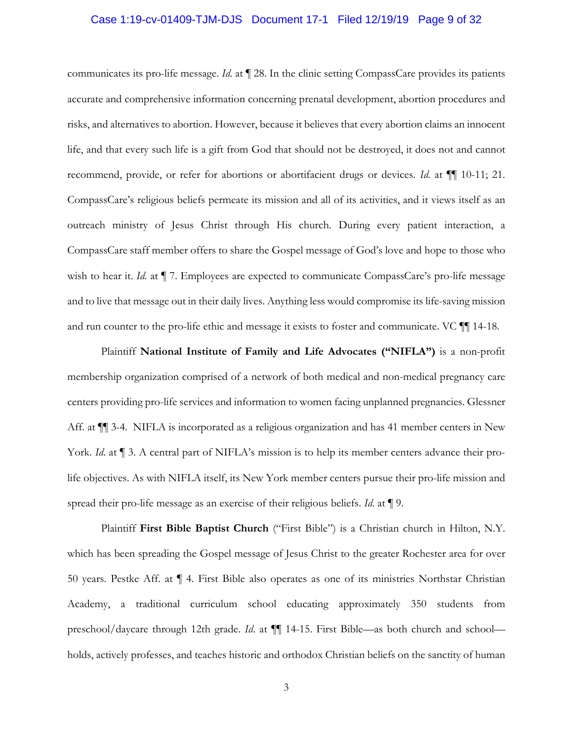communicates its pro-life message. *Id.* at ¶ 28. In the clinic setting CompassCare provides its patients accurate and comprehensive information concerning prenatal development, abortion procedures and risks, and alternatives to abortion. However, because it believes that every abortion claims an innocent life, and that every such life is a gift from God that should not be destroyed, it does not and cannot recommend, provide, or refer for abortions or abortifacient drugs or devices. *Id.* at ¶¶ 10-11; 21. CompassCare's religious beliefs permeate its mission and all of its activities, and it views itself as an outreach ministry of Jesus Christ through His church. During every patient interaction, a CompassCare staff member offers to share the Gospel message of God's love and hope to those who wish to hear it. *Id.* at ¶ 7. Employees are expected to communicate CompassCare's pro-life message and to live that message out in their daily lives. Anything less would compromise its life-saving mission and run counter to the pro-life ethic and message it exists to foster and communicate. VC ¶¶ 14-18.

Plaintiff **National Institute of Family and Life Advocates ("NIFLA")** is a non-profit membership organization comprised of a network of both medical and non-medical pregnancy care centers providing pro-life services and information to women facing unplanned pregnancies. Glessner Aff. at ¶¶ 3-4. NIFLA is incorporated as a religious organization and has 41 member centers in New York. *Id.* at ¶ 3. A central part of NIFLA's mission is to help its member centers advance their pro-life objectives. As with NIFLA itself, its New York member centers pursue their pro-life mission and spread their pro-life message as an exercise of their religious beliefs. *Id.* at ¶ 9.

Plaintiff **First Bible Baptist Church** ("First Bible") is a Christian church in Hilton, N.Y. which has been spreading the Gospel message of Jesus Christ to the greater Rochester area for over 50 years. Pestke Aff. at ¶ 4. First Bible also operates as one of its ministries Northstar Christian Academy, a traditional curriculum school educating approximately 350 students from preschool/daycare through 12th grade. *Id.* at ¶¶ 14-15. First Bible—as both church and school—holds, actively professes, and teaches historic and orthodox Christian beliefs on the sanctity of human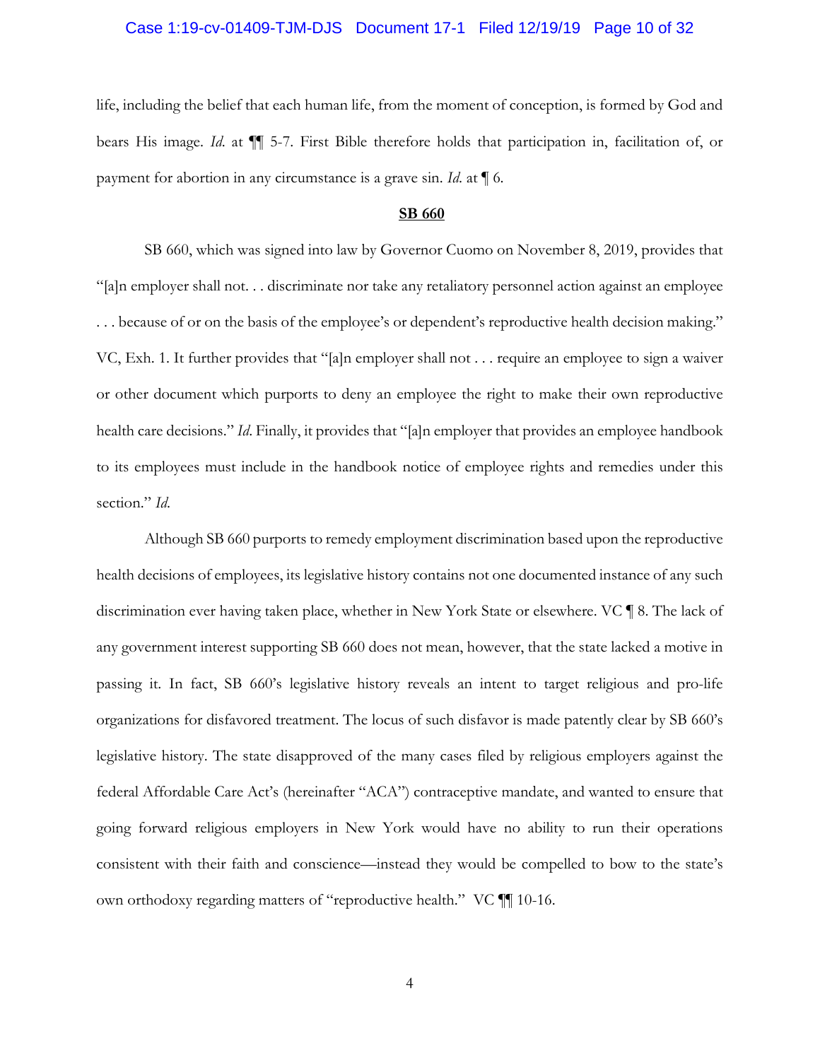life, including the belief that each human life, from the moment of conception, is formed by God and bears His image. *Id.* at ¶¶ 5-7. First Bible therefore holds that participation in, facilitation of, or payment for abortion in any circumstance is a grave sin. *Id.* at ¶ 6.

**SB 660**

SB 660, which was signed into law by Governor Cuomo on November 8, 2019, provides that "[a]n employer shall not. . . discriminate nor take any retaliatory personnel action against an employee . . . because of or on the basis of the employee's or dependent's reproductive health decision making." VC, Exh. 1. It further provides that "[a]n employer shall not . . . require an employee to sign a waiver or other document which purports to deny an employee the right to make their own reproductive health care decisions." *Id.* Finally, it provides that "[a]n employer that provides an employee handbook to its employees must include in the handbook notice of employee rights and remedies under this section." *Id.*

Although SB 660 purports to remedy employment discrimination based upon the reproductive health decisions of employees, its legislative history contains not one documented instance of any such discrimination ever having taken place, whether in New York State or elsewhere. VC ¶ 8. The lack of any government interest supporting SB 660 does not mean, however, that the state lacked a motive in passing it. In fact, SB 660's legislative history reveals an intent to target religious and pro-life organizations for disfavored treatment. The locus of such disfavor is made patently clear by SB 660's legislative history. The state disapproved of the many cases filed by religious employers against the federal Affordable Care Act's (hereinafter "ACA") contraceptive mandate, and wanted to ensure that going forward religious employers in New York would have no ability to run their operations consistent with their faith and conscience—instead they would be compelled to bow to the state's own orthodoxy regarding matters of "reproductive health." VC ¶¶ 10-16.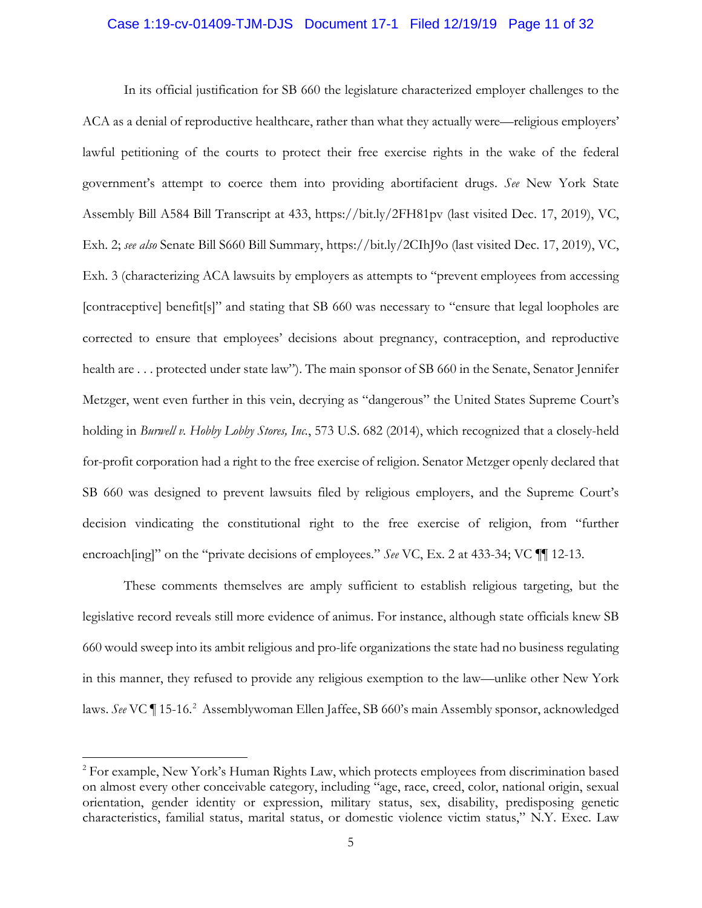In its official justification for SB 660 the legislature characterized employer challenges to the ACA as a denial of reproductive healthcare, rather than what they actually were—religious employers' lawful petitioning of the courts to protect their free exercise rights in the wake of the federal government's attempt to coerce them into providing abortifacient drugs. *See* New York State Assembly Bill A584 Bill Transcript at 433, https://bit.ly/2FH81pv (last visited Dec. 17, 2019), VC, Exh. 2; *see also* Senate Bill S660 Bill Summary, https://bit.ly/2CIhJ9o (last visited Dec. 17, 2019), VC, Exh. 3 (characterizing ACA lawsuits by employers as attempts to "prevent employees from accessing [contraceptive] benefit[s]" and stating that SB 660 was necessary to "ensure that legal loopholes are corrected to ensure that employees' decisions about pregnancy, contraception, and reproductive health are . . . protected under state law"). The main sponsor of SB 660 in the Senate, Senator Jennifer Metzger, went even further in this vein, decrying as "dangerous" the United States Supreme Court's holding in *Burwell v. Hobby Lobby Stores, Inc.*, 573 U.S. 682 (2014), which recognized that a closely-held for-profit corporation had a right to the free exercise of religion. Senator Metzger openly declared that SB 660 was designed to prevent lawsuits filed by religious employers, and the Supreme Court's decision vindicating the constitutional right to the free exercise of religion, from "further encroach[ing]" on the "private decisions of employees." *See* VC, Ex. 2 at 433-34; VC ¶¶ 12-13.

These comments themselves are amply sufficient to establish religious targeting, but the legislative record reveals still more evidence of animus. For instance, although state officials knew SB 660 would sweep into its ambit religious and pro-life organizations the state had no business regulating in this manner, they refused to provide any religious exemption to the law—unlike other New York laws. *See* VC ¶ 15-16.[2] Assemblywoman Ellen Jaffee, SB 660's main Assembly sponsor, acknowledged

---

[2] For example, New York's Human Rights Law, which protects employees from discrimination based on almost every other conceivable category, including "age, race, creed, color, national origin, sexual orientation, gender identity or expression, military status, sex, disability, predisposing genetic characteristics, familial status, marital status, or domestic violence victim status," N.Y. Exec. Law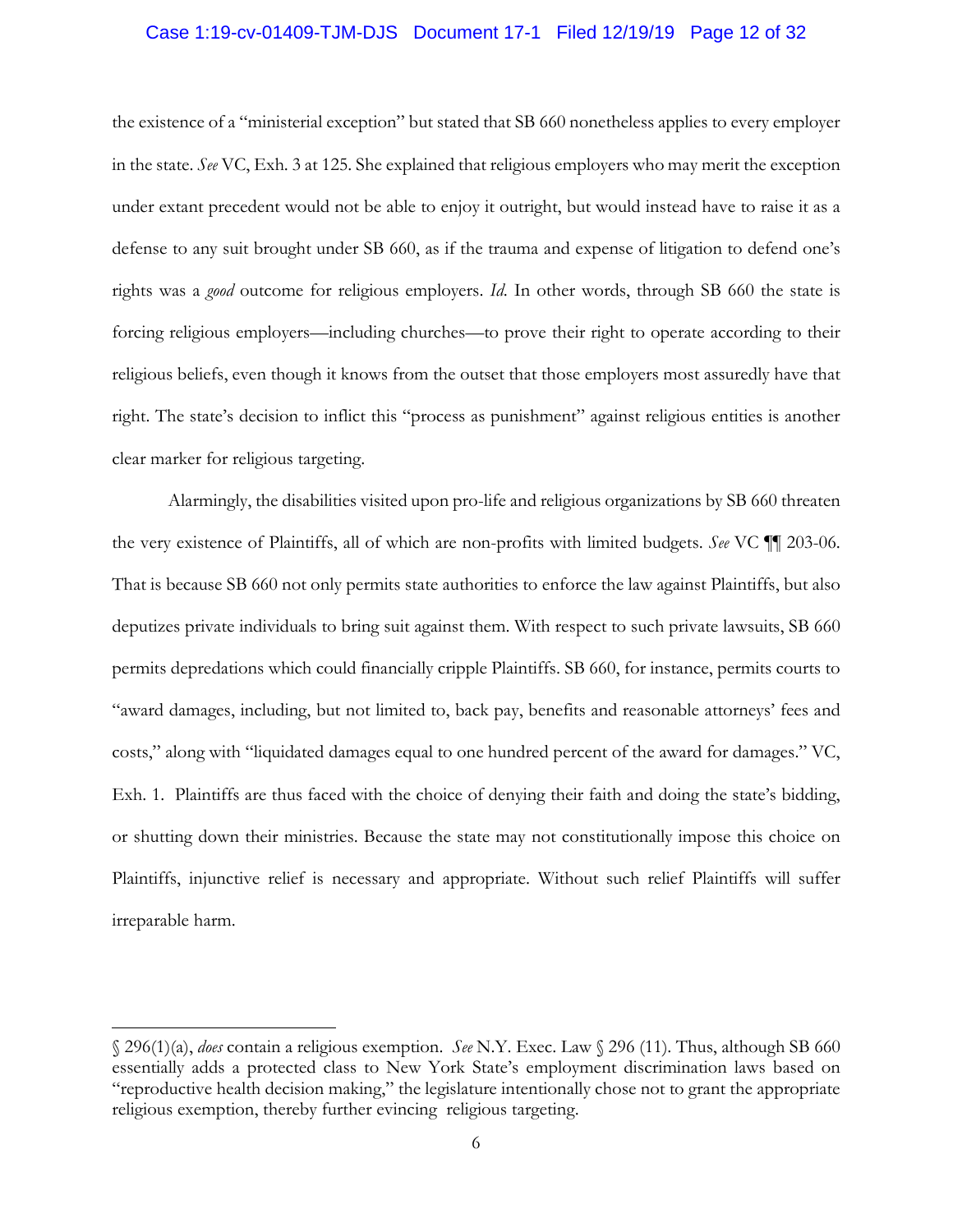the existence of a "ministerial exception" but stated that SB 660 nonetheless applies to every employer in the state. *See* VC, Exh. 3 at 125. She explained that religious employers who may merit the exception under extant precedent would not be able to enjoy it outright, but would instead have to raise it as a defense to any suit brought under SB 660, as if the trauma and expense of litigation to defend one's rights was a *good* outcome for religious employers. *Id.* In other words, through SB 660 the state is forcing religious employers—including churches—to prove their right to operate according to their religious beliefs, even though it knows from the outset that those employers most assuredly have that right. The state's decision to inflict this "process as punishment" against religious entities is another clear marker for religious targeting.

Alarmingly, the disabilities visited upon pro-life and religious organizations by SB 660 threaten the very existence of Plaintiffs, all of which are non-profits with limited budgets. *See* VC ¶¶ 203-06. That is because SB 660 not only permits state authorities to enforce the law against Plaintiffs, but also deputizes private individuals to bring suit against them. With respect to such private lawsuits, SB 660 permits depredations which could financially cripple Plaintiffs. SB 660, for instance, permits courts to "award damages, including, but not limited to, back pay, benefits and reasonable attorneys' fees and costs," along with "liquidated damages equal to one hundred percent of the award for damages." VC, Exh. 1. Plaintiffs are thus faced with the choice of denying their faith and doing the state's bidding, or shutting down their ministries. Because the state may not constitutionally impose this choice on Plaintiffs, injunctive relief is necessary and appropriate. Without such relief Plaintiffs will suffer irreparable harm.

---

§ 296(1)(a), *does* contain a religious exemption. *See* N.Y. Exec. Law § 296 (11). Thus, although SB 660 essentially adds a protected class to New York State's employment discrimination laws based on "reproductive health decision making," the legislature intentionally chose not to grant the appropriate religious exemption, thereby further evincing religious targeting.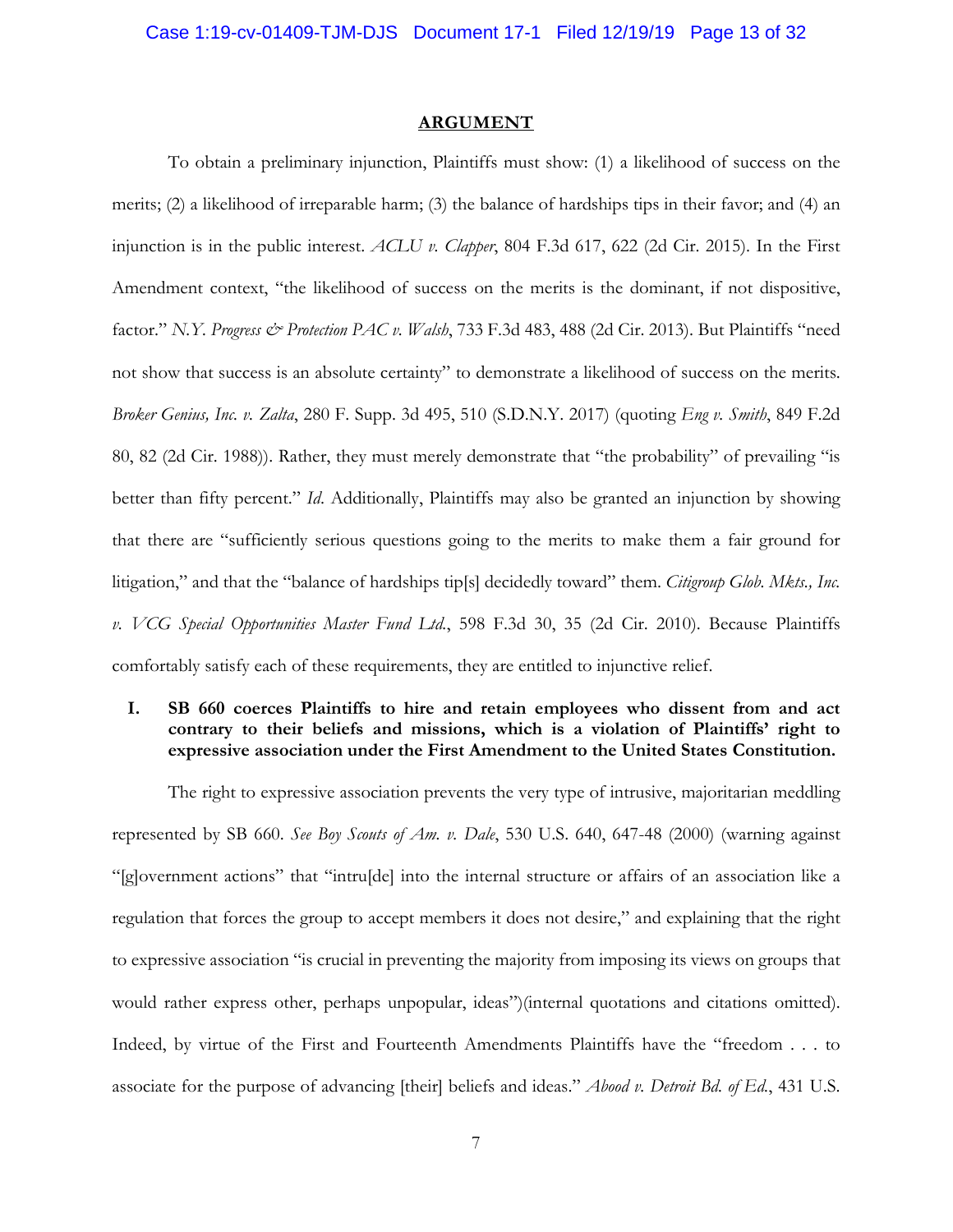## ARGUMENT

To obtain a preliminary injunction, Plaintiffs must show: (1) a likelihood of success on the merits; (2) a likelihood of irreparable harm; (3) the balance of hardships tips in their favor; and (4) an injunction is in the public interest. *ACLU v. Clapper*, 804 F.3d 617, 622 (2d Cir. 2015). In the First Amendment context, "the likelihood of success on the merits is the dominant, if not dispositive, factor." *N.Y. Progress & Protection PAC v. Walsh*, 733 F.3d 483, 488 (2d Cir. 2013). But Plaintiffs "need not show that success is an absolute certainty" to demonstrate a likelihood of success on the merits. *Broker Genius, Inc. v. Zalta*, 280 F. Supp. 3d 495, 510 (S.D.N.Y. 2017) (quoting *Eng v. Smith*, 849 F.2d 80, 82 (2d Cir. 1988)). Rather, they must merely demonstrate that "the probability" of prevailing "is better than fifty percent." *Id.* Additionally, Plaintiffs may also be granted an injunction by showing that there are "sufficiently serious questions going to the merits to make them a fair ground for litigation," and that the "balance of hardships tip[s] decidedly toward" them. *Citigroup Glob. Mkts., Inc. v. VCG Special Opportunities Master Fund Ltd.*, 598 F.3d 30, 35 (2d Cir. 2010). Because Plaintiffs comfortably satisfy each of these requirements, they are entitled to injunctive relief.

### I. SB 660 coerces Plaintiffs to hire and retain employees who dissent from and act contrary to their beliefs and missions, which is a violation of Plaintiffs' right to expressive association under the First Amendment to the United States Constitution.

The right to expressive association prevents the very type of intrusive, majoritarian meddling represented by SB 660. *See Boy Scouts of Am. v. Dale*, 530 U.S. 640, 647-48 (2000) (warning against "[g]overnment actions" that "intru[de] into the internal structure or affairs of an association like a regulation that forces the group to accept members it does not desire," and explaining that the right to expressive association "is crucial in preventing the majority from imposing its views on groups that would rather express other, perhaps unpopular, ideas")(internal quotations and citations omitted). Indeed, by virtue of the First and Fourteenth Amendments Plaintiffs have the "freedom . . . to associate for the purpose of advancing [their] beliefs and ideas." *Abood v. Detroit Bd. of Ed.*, 431 U.S.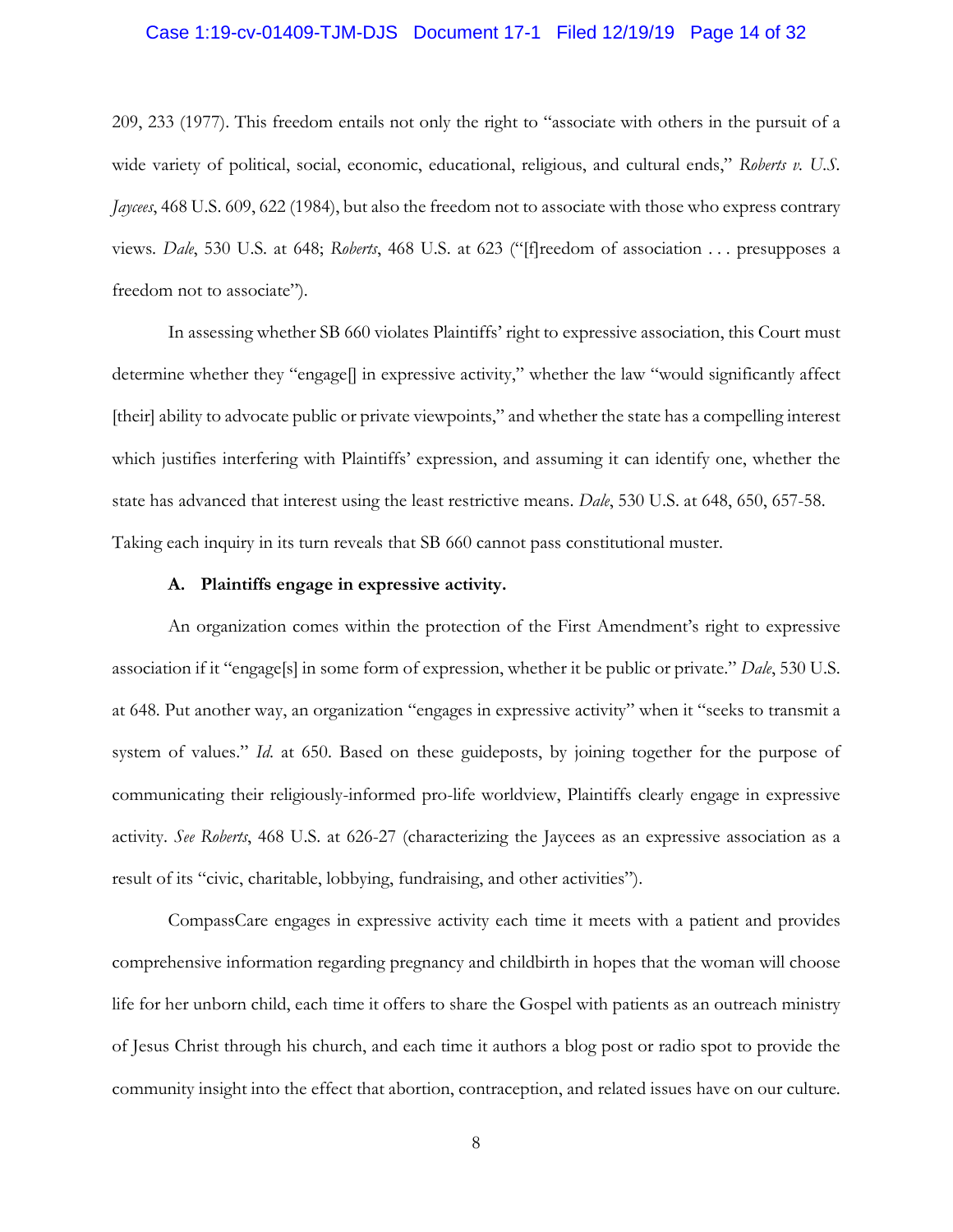209, 233 (1977). This freedom entails not only the right to "associate with others in the pursuit of a wide variety of political, social, economic, educational, religious, and cultural ends," *Roberts v. U.S. Jaycees*, 468 U.S. 609, 622 (1984), but also the freedom not to associate with those who express contrary views. *Dale*, 530 U.S. at 648; *Roberts*, 468 U.S. at 623 ("[f]reedom of association . . . presupposes a freedom not to associate").

In assessing whether SB 660 violates Plaintiffs' right to expressive association, this Court must determine whether they "engage[] in expressive activity," whether the law "would significantly affect [their] ability to advocate public or private viewpoints," and whether the state has a compelling interest which justifies interfering with Plaintiffs' expression, and assuming it can identify one, whether the state has advanced that interest using the least restrictive means. *Dale*, 530 U.S. at 648, 650, 657-58. Taking each inquiry in its turn reveals that SB 660 cannot pass constitutional muster.

**A. Plaintiffs engage in expressive activity.**

An organization comes within the protection of the First Amendment's right to expressive association if it "engage[s] in some form of expression, whether it be public or private." *Dale*, 530 U.S. at 648. Put another way, an organization "engages in expressive activity" when it "seeks to transmit a system of values." *Id.* at 650. Based on these guideposts, by joining together for the purpose of communicating their religiously-informed pro-life worldview, Plaintiffs clearly engage in expressive activity. *See Roberts*, 468 U.S. at 626-27 (characterizing the Jaycees as an expressive association as a result of its "civic, charitable, lobbying, fundraising, and other activities").

CompassCare engages in expressive activity each time it meets with a patient and provides comprehensive information regarding pregnancy and childbirth in hopes that the woman will choose life for her unborn child, each time it offers to share the Gospel with patients as an outreach ministry of Jesus Christ through his church, and each time it authors a blog post or radio spot to provide the community insight into the effect that abortion, contraception, and related issues have on our culture.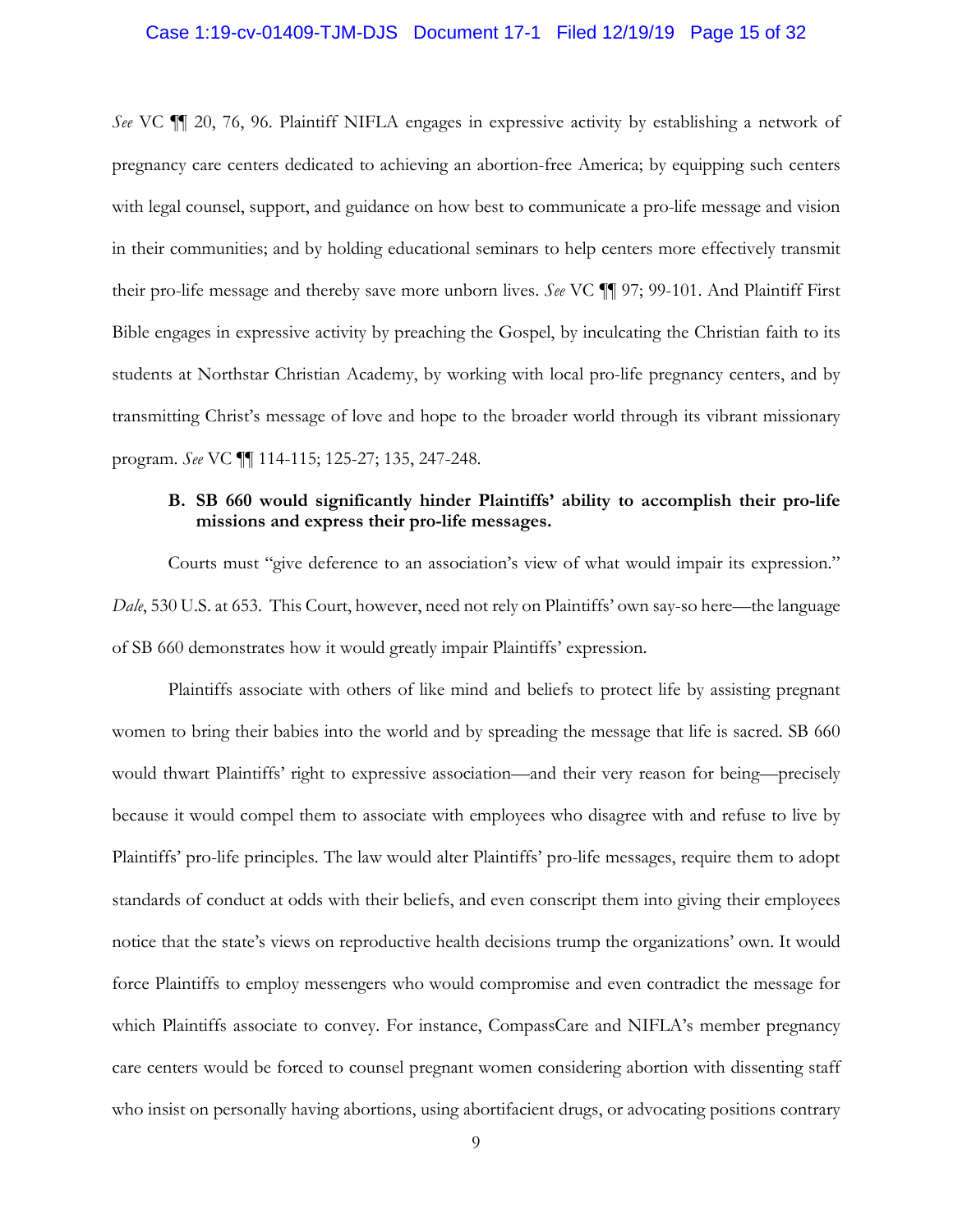*See* VC ¶¶ 20, 76, 96. Plaintiff NIFLA engages in expressive activity by establishing a network of pregnancy care centers dedicated to achieving an abortion-free America; by equipping such centers with legal counsel, support, and guidance on how best to communicate a pro-life message and vision in their communities; and by holding educational seminars to help centers more effectively transmit their pro-life message and thereby save more unborn lives. *See* VC ¶¶ 97; 99-101. And Plaintiff First Bible engages in expressive activity by preaching the Gospel, by inculcating the Christian faith to its students at Northstar Christian Academy, by working with local pro-life pregnancy centers, and by transmitting Christ's message of love and hope to the broader world through its vibrant missionary program. *See* VC ¶¶ 114-115; 125-27; 135, 247-248.

### B. SB 660 would significantly hinder Plaintiffs' ability to accomplish their pro-life missions and express their pro-life messages.

Courts must "give deference to an association's view of what would impair its expression." *Dale*, 530 U.S. at 653. This Court, however, need not rely on Plaintiffs' own say-so here—the language of SB 660 demonstrates how it would greatly impair Plaintiffs' expression.

Plaintiffs associate with others of like mind and beliefs to protect life by assisting pregnant women to bring their babies into the world and by spreading the message that life is sacred. SB 660 would thwart Plaintiffs' right to expressive association—and their very reason for being—precisely because it would compel them to associate with employees who disagree with and refuse to live by Plaintiffs' pro-life principles. The law would alter Plaintiffs' pro-life messages, require them to adopt standards of conduct at odds with their beliefs, and even conscript them into giving their employees notice that the state's views on reproductive health decisions trump the organizations' own. It would force Plaintiffs to employ messengers who would compromise and even contradict the message for which Plaintiffs associate to convey. For instance, CompassCare and NIFLA's member pregnancy care centers would be forced to counsel pregnant women considering abortion with dissenting staff who insist on personally having abortions, using abortifacient drugs, or advocating positions contrary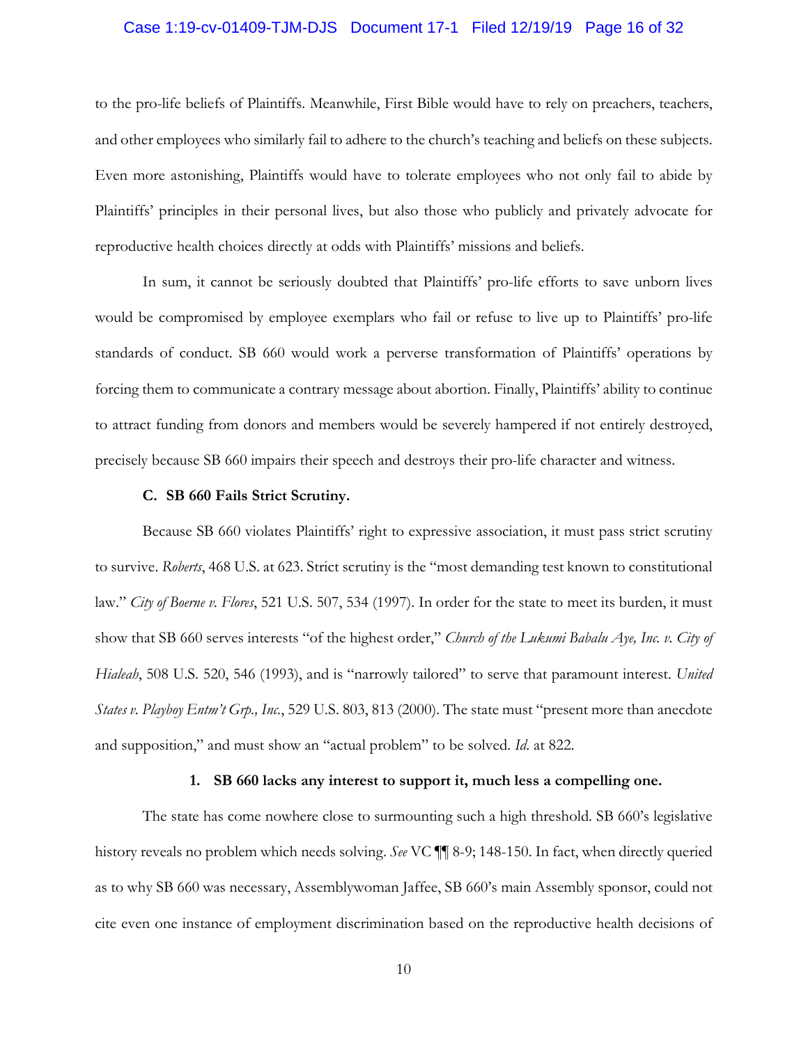to the pro-life beliefs of Plaintiffs. Meanwhile, First Bible would have to rely on preachers, teachers, and other employees who similarly fail to adhere to the church's teaching and beliefs on these subjects. Even more astonishing, Plaintiffs would have to tolerate employees who not only fail to abide by Plaintiffs' principles in their personal lives, but also those who publicly and privately advocate for reproductive health choices directly at odds with Plaintiffs' missions and beliefs.

In sum, it cannot be seriously doubted that Plaintiffs' pro-life efforts to save unborn lives would be compromised by employee exemplars who fail or refuse to live up to Plaintiffs' pro-life standards of conduct. SB 660 would work a perverse transformation of Plaintiffs' operations by forcing them to communicate a contrary message about abortion. Finally, Plaintiffs' ability to continue to attract funding from donors and members would be severely hampered if not entirely destroyed, precisely because SB 660 impairs their speech and destroys their pro-life character and witness.

### C. SB 660 Fails Strict Scrutiny.

Because SB 660 violates Plaintiffs' right to expressive association, it must pass strict scrutiny to survive. *Roberts*, 468 U.S. at 623. Strict scrutiny is the "most demanding test known to constitutional law." *City of Boerne v. Flores*, 521 U.S. 507, 534 (1997). In order for the state to meet its burden, it must show that SB 660 serves interests "of the highest order," *Church of the Lukumi Babalu Aye, Inc. v. City of Hialeah*, 508 U.S. 520, 546 (1993), and is "narrowly tailored" to serve that paramount interest. *United States v. Playboy Entm't Grp., Inc.*, 529 U.S. 803, 813 (2000). The state must "present more than anecdote and supposition," and must show an "actual problem" to be solved. *Id.* at 822.

#### 1. SB 660 lacks any interest to support it, much less a compelling one.

The state has come nowhere close to surmounting such a high threshold. SB 660's legislative history reveals no problem which needs solving. *See* VC ¶¶ 8-9; 148-150. In fact, when directly queried as to why SB 660 was necessary, Assemblywoman Jaffee, SB 660's main Assembly sponsor, could not cite even one instance of employment discrimination based on the reproductive health decisions of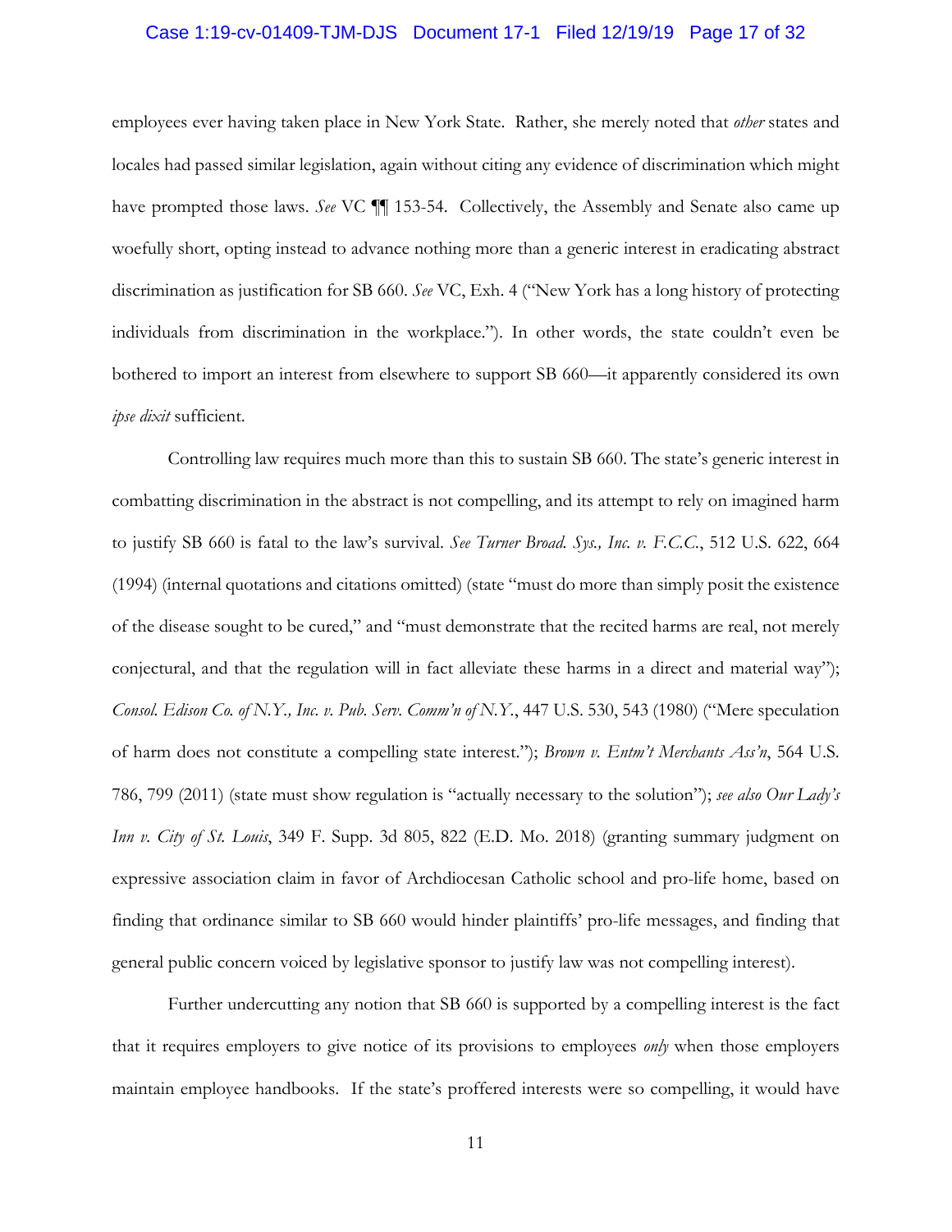employees ever having taken place in New York State. Rather, she merely noted that *other* states and locales had passed similar legislation, again without citing any evidence of discrimination which might have prompted those laws. *See* VC ¶¶ 153-54. Collectively, the Assembly and Senate also came up woefully short, opting instead to advance nothing more than a generic interest in eradicating abstract discrimination as justification for SB 660. *See* VC, Exh. 4 ("New York has a long history of protecting individuals from discrimination in the workplace."). In other words, the state couldn't even be bothered to import an interest from elsewhere to support SB 660—it apparently considered its own *ipse dixit* sufficient.

Controlling law requires much more than this to sustain SB 660. The state's generic interest in combatting discrimination in the abstract is not compelling, and its attempt to rely on imagined harm to justify SB 660 is fatal to the law's survival. *See Turner Broad. Sys., Inc. v. F.C.C.*, 512 U.S. 622, 664 (1994) (internal quotations and citations omitted) (state "must do more than simply posit the existence of the disease sought to be cured," and "must demonstrate that the recited harms are real, not merely conjectural, and that the regulation will in fact alleviate these harms in a direct and material way"); *Consol. Edison Co. of N.Y., Inc. v. Pub. Serv. Comm'n of N.Y.*, 447 U.S. 530, 543 (1980) ("Mere speculation of harm does not constitute a compelling state interest."); *Brown v. Entm't Merchants Ass'n*, 564 U.S. 786, 799 (2011) (state must show regulation is "actually necessary to the solution"); *see also Our Lady's Inn v. City of St. Louis*, 349 F. Supp. 3d 805, 822 (E.D. Mo. 2018) (granting summary judgment on expressive association claim in favor of Archdiocesan Catholic school and pro-life home, based on finding that ordinance similar to SB 660 would hinder plaintiffs' pro-life messages, and finding that general public concern voiced by legislative sponsor to justify law was not compelling interest).

Further undercutting any notion that SB 660 is supported by a compelling interest is the fact that it requires employers to give notice of its provisions to employees *only* when those employers maintain employee handbooks. If the state's proffered interests were so compelling, it would have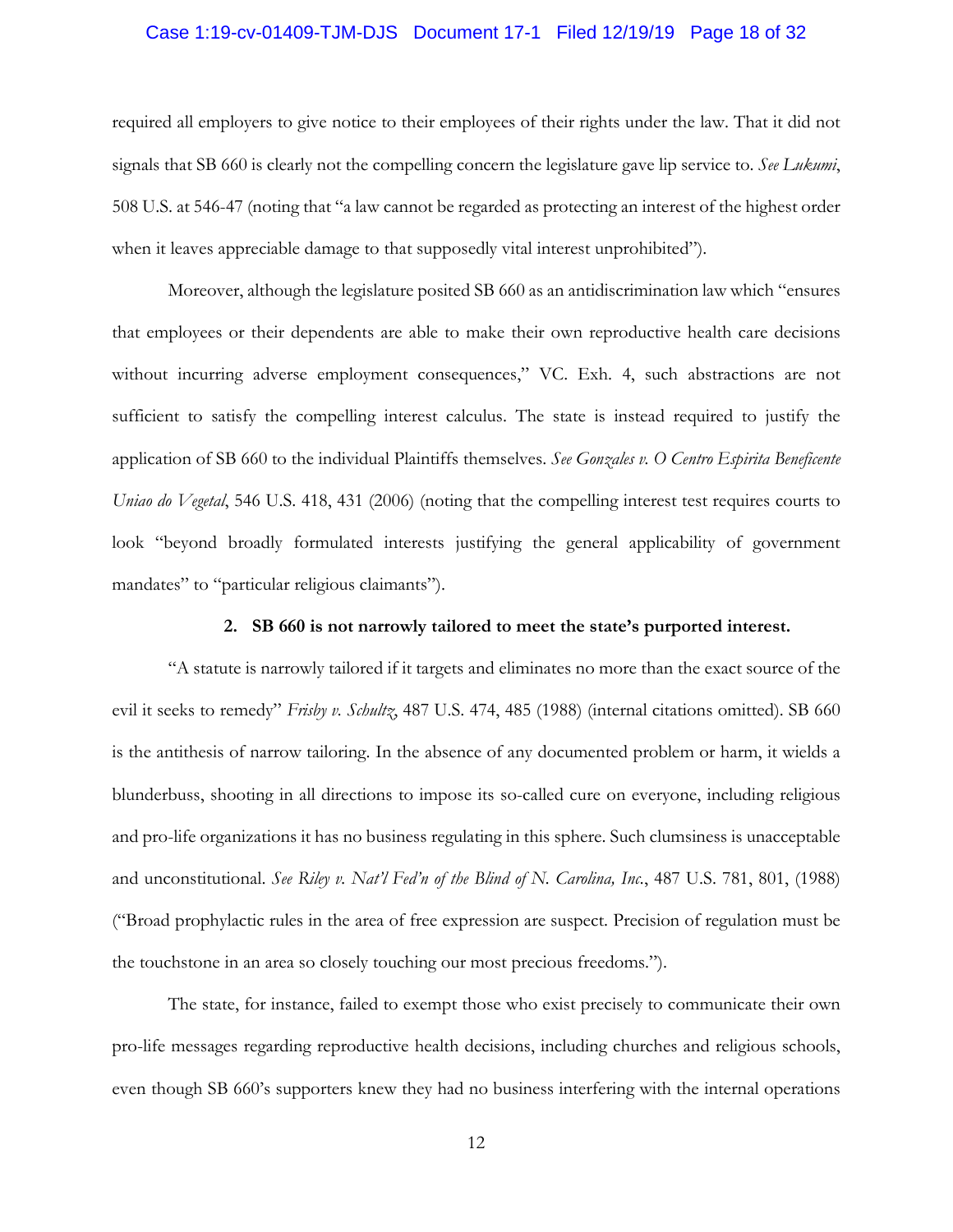required all employers to give notice to their employees of their rights under the law. That it did not signals that SB 660 is clearly not the compelling concern the legislature gave lip service to. *See Lukumi*, 508 U.S. at 546-47 (noting that "a law cannot be regarded as protecting an interest of the highest order when it leaves appreciable damage to that supposedly vital interest unprohibited").

Moreover, although the legislature posited SB 660 as an antidiscrimination law which "ensures that employees or their dependents are able to make their own reproductive health care decisions without incurring adverse employment consequences," VC. Exh. 4, such abstractions are not sufficient to satisfy the compelling interest calculus. The state is instead required to justify the application of SB 660 to the individual Plaintiffs themselves. *See Gonzales v. O Centro Espirita Beneficente Uniao do Vegetal*, 546 U.S. 418, 431 (2006) (noting that the compelling interest test requires courts to look "beyond broadly formulated interests justifying the general applicability of government mandates" to "particular religious claimants").

**2. SB 660 is not narrowly tailored to meet the state's purported interest.**

"A statute is narrowly tailored if it targets and eliminates no more than the exact source of the evil it seeks to remedy" *Frisby v. Schultz*, 487 U.S. 474, 485 (1988) (internal citations omitted). SB 660 is the antithesis of narrow tailoring. In the absence of any documented problem or harm, it wields a blunderbuss, shooting in all directions to impose its so-called cure on everyone, including religious and pro-life organizations it has no business regulating in this sphere. Such clumsiness is unacceptable and unconstitutional. *See Riley v. Nat'l Fed'n of the Blind of N. Carolina, Inc.*, 487 U.S. 781, 801, (1988) ("Broad prophylactic rules in the area of free expression are suspect. Precision of regulation must be the touchstone in an area so closely touching our most precious freedoms.").

The state, for instance, failed to exempt those who exist precisely to communicate their own pro-life messages regarding reproductive health decisions, including churches and religious schools, even though SB 660's supporters knew they had no business interfering with the internal operations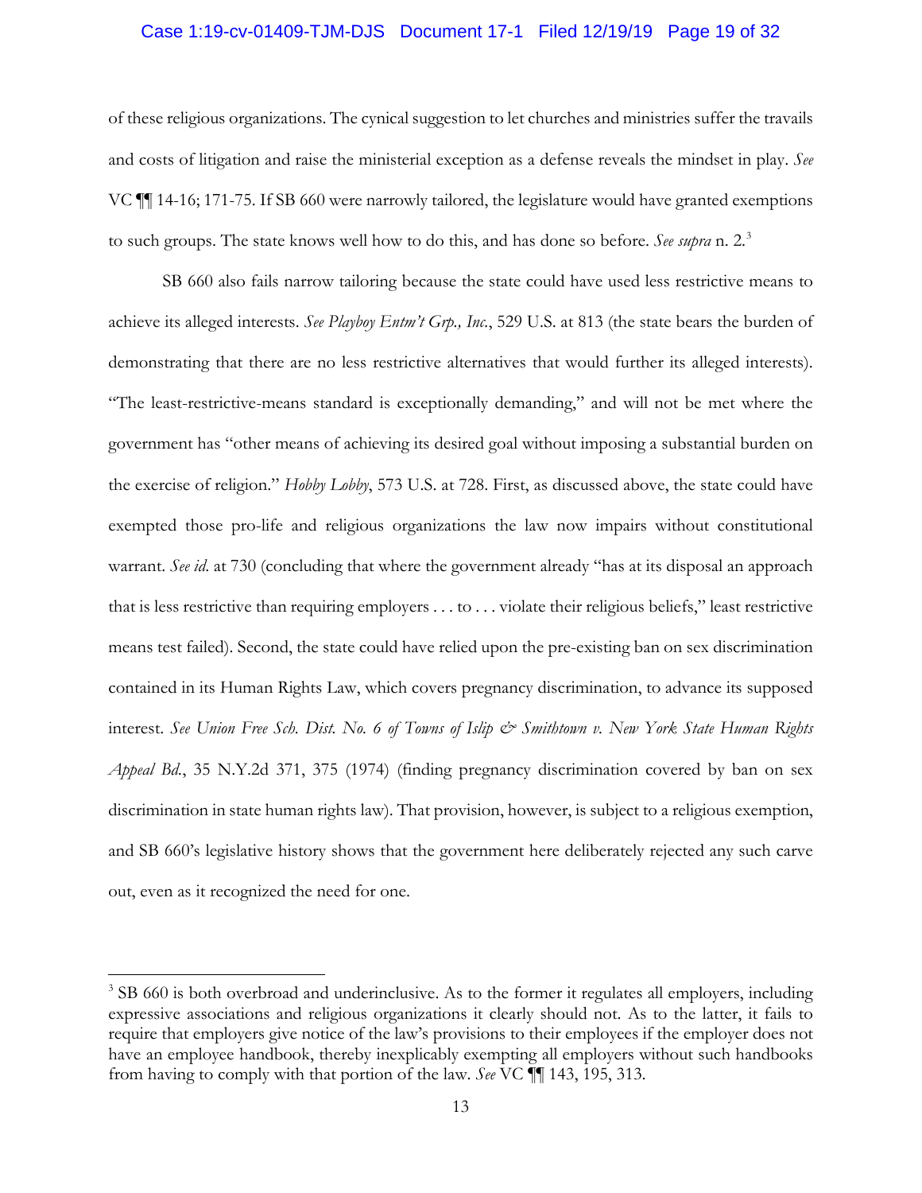of these religious organizations. The cynical suggestion to let churches and ministries suffer the travails and costs of litigation and raise the ministerial exception as a defense reveals the mindset in play. *See* VC ¶¶ 14-16; 171-75. If SB 660 were narrowly tailored, the legislature would have granted exemptions to such groups. The state knows well how to do this, and has done so before. *See supra* n. 2.[3]

SB 660 also fails narrow tailoring because the state could have used less restrictive means to achieve its alleged interests. *See Playboy Entm't Grp., Inc.*, 529 U.S. at 813 (the state bears the burden of demonstrating that there are no less restrictive alternatives that would further its alleged interests). "The least-restrictive-means standard is exceptionally demanding," and will not be met where the government has "other means of achieving its desired goal without imposing a substantial burden on the exercise of religion." *Hobby Lobby*, 573 U.S. at 728. First, as discussed above, the state could have exempted those pro-life and religious organizations the law now impairs without constitutional warrant. *See id.* at 730 (concluding that where the government already "has at its disposal an approach that is less restrictive than requiring employers . . . to . . . violate their religious beliefs," least restrictive means test failed). Second, the state could have relied upon the pre-existing ban on sex discrimination contained in its Human Rights Law, which covers pregnancy discrimination, to advance its supposed interest. *See Union Free Sch. Dist. No. 6 of Towns of Islip & Smithtown v. New York State Human Rights Appeal Bd.*, 35 N.Y.2d 371, 375 (1974) (finding pregnancy discrimination covered by ban on sex discrimination in state human rights law). That provision, however, is subject to a religious exemption, and SB 660's legislative history shows that the government here deliberately rejected any such carve out, even as it recognized the need for one.

---

[3] SB 660 is both overbroad and underinclusive. As to the former it regulates all employers, including expressive associations and religious organizations it clearly should not. As to the latter, it fails to require that employers give notice of the law's provisions to their employees if the employer does not have an employee handbook, thereby inexplicably exempting all employers without such handbooks from having to comply with that portion of the law. *See* VC ¶¶ 143, 195, 313.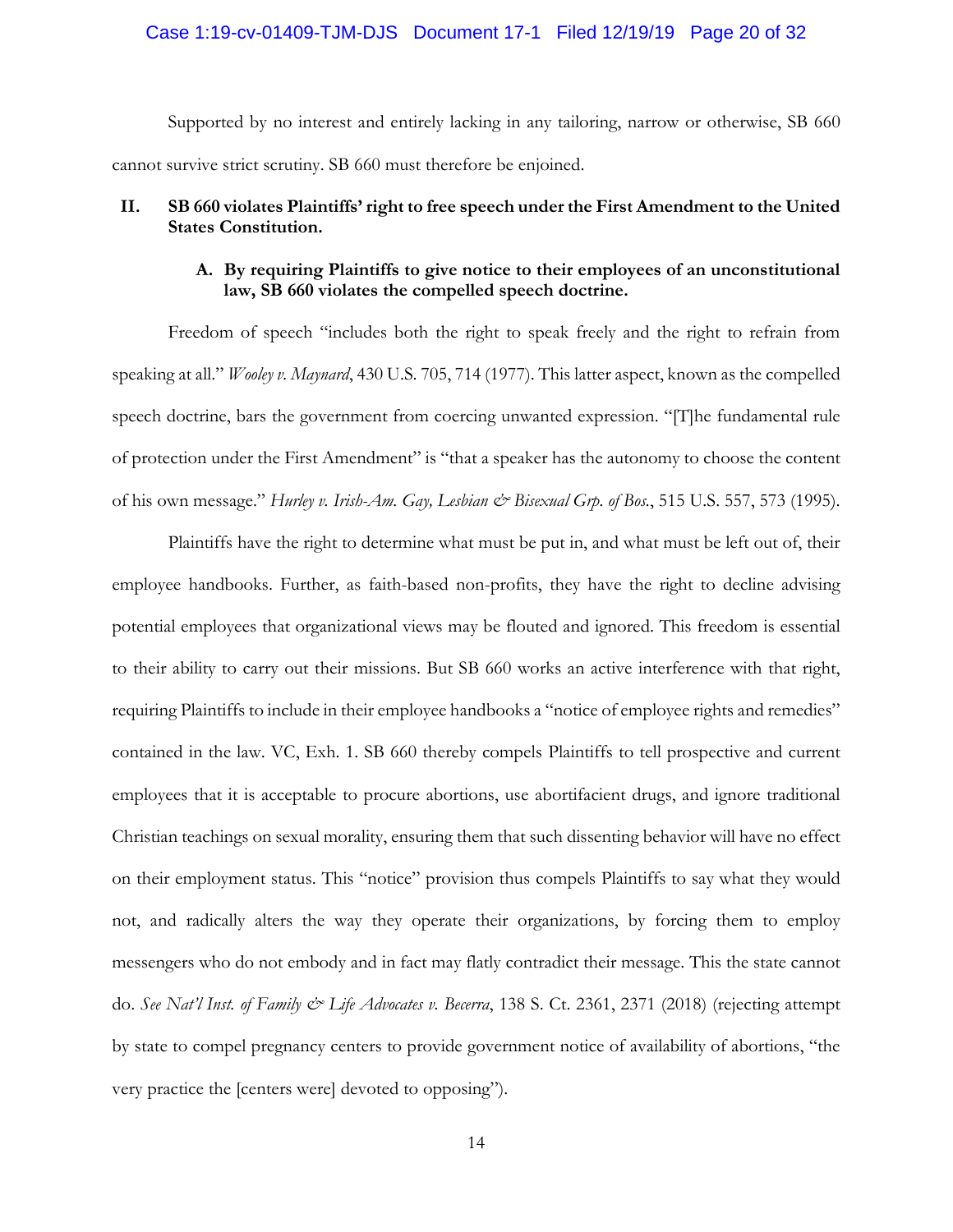Supported by no interest and entirely lacking in any tailoring, narrow or otherwise, SB 660 cannot survive strict scrutiny. SB 660 must therefore be enjoined.

## II. SB 660 violates Plaintiffs' right to free speech under the First Amendment to the United States Constitution.

### A. By requiring Plaintiffs to give notice to their employees of an unconstitutional law, SB 660 violates the compelled speech doctrine.

Freedom of speech "includes both the right to speak freely and the right to refrain from speaking at all." *Wooley v. Maynard*, 430 U.S. 705, 714 (1977). This latter aspect, known as the compelled speech doctrine, bars the government from coercing unwanted expression. "[T]he fundamental rule of protection under the First Amendment" is "that a speaker has the autonomy to choose the content of his own message." *Hurley v. Irish-Am. Gay, Lesbian & Bisexual Grp. of Bos.*, 515 U.S. 557, 573 (1995).

Plaintiffs have the right to determine what must be put in, and what must be left out of, their employee handbooks. Further, as faith-based non-profits, they have the right to decline advising potential employees that organizational views may be flouted and ignored. This freedom is essential to their ability to carry out their missions. But SB 660 works an active interference with that right, requiring Plaintiffs to include in their employee handbooks a "notice of employee rights and remedies" contained in the law. VC, Exh. 1. SB 660 thereby compels Plaintiffs to tell prospective and current employees that it is acceptable to procure abortions, use abortifacient drugs, and ignore traditional Christian teachings on sexual morality, ensuring them that such dissenting behavior will have no effect on their employment status. This "notice" provision thus compels Plaintiffs to say what they would not, and radically alters the way they operate their organizations, by forcing them to employ messengers who do not embody and in fact may flatly contradict their message. This the state cannot do. *See Nat'l Inst. of Family & Life Advocates v. Becerra*, 138 S. Ct. 2361, 2371 (2018) (rejecting attempt by state to compel pregnancy centers to provide government notice of availability of abortions, "the very practice the [centers were] devoted to opposing").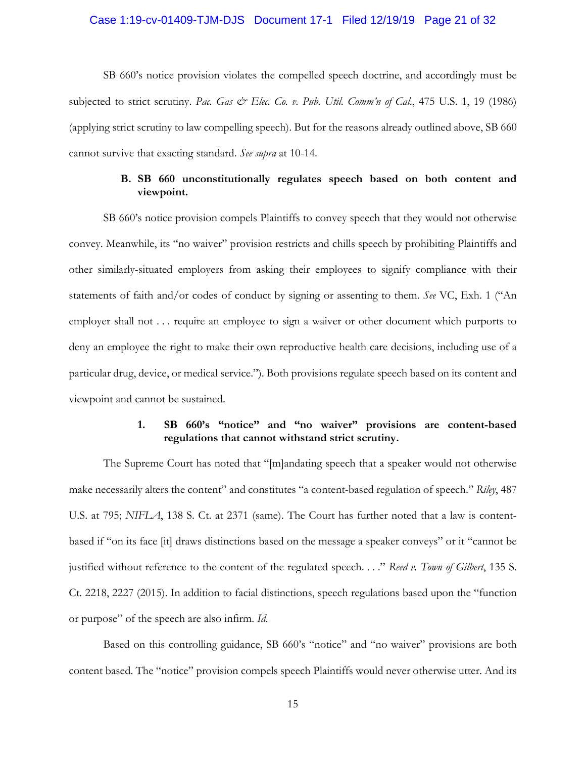SB 660's notice provision violates the compelled speech doctrine, and accordingly must be subjected to strict scrutiny. *Pac. Gas & Elec. Co. v. Pub. Util. Comm'n of Cal.*, 475 U.S. 1, 19 (1986) (applying strict scrutiny to law compelling speech). But for the reasons already outlined above, SB 660 cannot survive that exacting standard. *See supra* at 10-14.

### B. SB 660 unconstitutionally regulates speech based on both content and viewpoint.

SB 660's notice provision compels Plaintiffs to convey speech that they would not otherwise convey. Meanwhile, its "no waiver" provision restricts and chills speech by prohibiting Plaintiffs and other similarly-situated employers from asking their employees to signify compliance with their statements of faith and/or codes of conduct by signing or assenting to them. *See* VC, Exh. 1 ("An employer shall not . . . require an employee to sign a waiver or other document which purports to deny an employee the right to make their own reproductive health care decisions, including use of a particular drug, device, or medical service."). Both provisions regulate speech based on its content and viewpoint and cannot be sustained.

#### 1. SB 660's "notice" and "no waiver" provisions are content-based regulations that cannot withstand strict scrutiny.

The Supreme Court has noted that "[m]andating speech that a speaker would not otherwise make necessarily alters the content" and constitutes "a content-based regulation of speech." *Riley*, 487 U.S. at 795; *NIFLA*, 138 S. Ct. at 2371 (same). The Court has further noted that a law is content-based if "on its face [it] draws distinctions based on the message a speaker conveys" or it "cannot be justified without reference to the content of the regulated speech. . . ." *Reed v. Town of Gilbert*, 135 S. Ct. 2218, 2227 (2015). In addition to facial distinctions, speech regulations based upon the "function or purpose" of the speech are also infirm. *Id.*

Based on this controlling guidance, SB 660's "notice" and "no waiver" provisions are both content based. The "notice" provision compels speech Plaintiffs would never otherwise utter. And its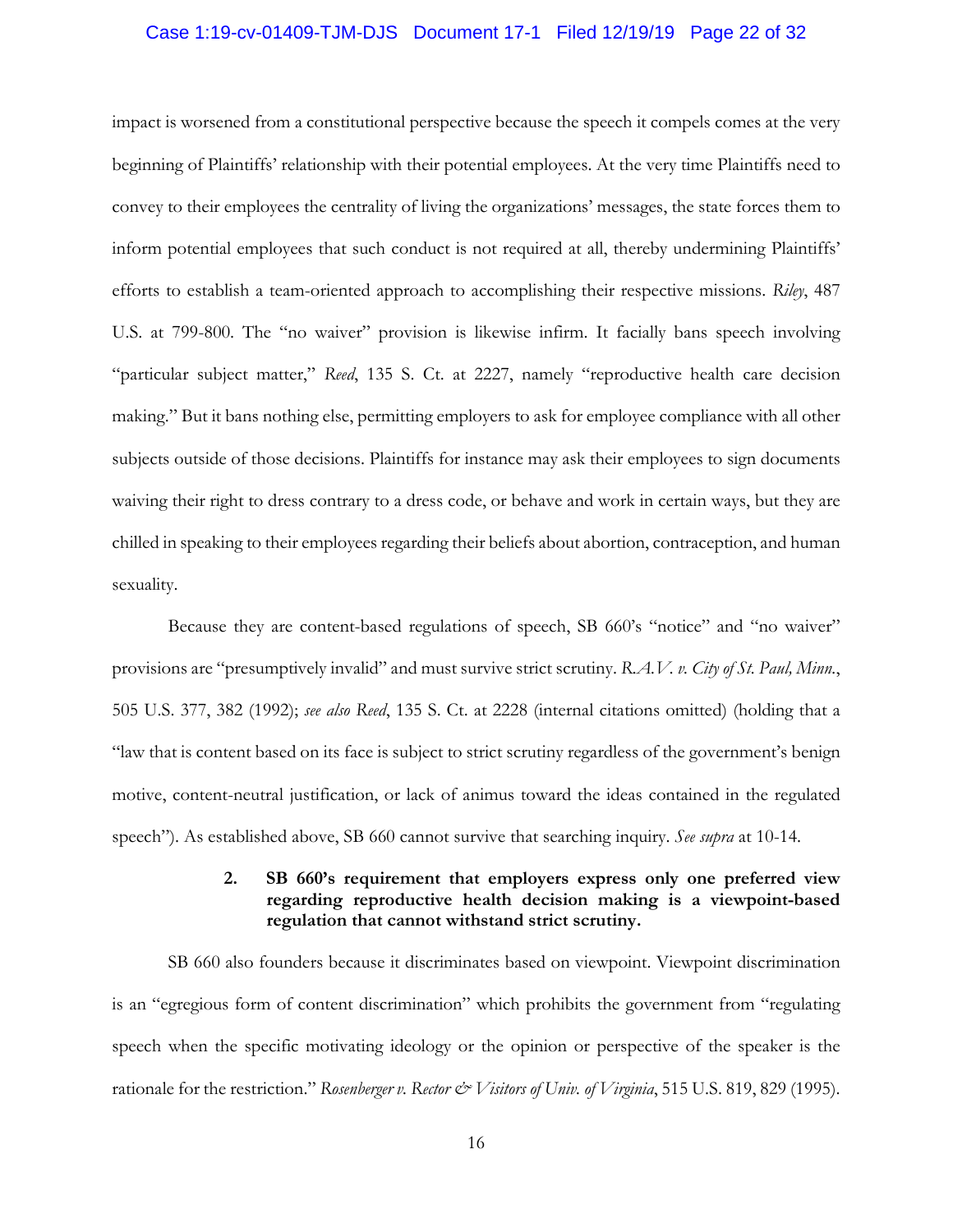impact is worsened from a constitutional perspective because the speech it compels comes at the very beginning of Plaintiffs' relationship with their potential employees. At the very time Plaintiffs need to convey to their employees the centrality of living the organizations' messages, the state forces them to inform potential employees that such conduct is not required at all, thereby undermining Plaintiffs' efforts to establish a team-oriented approach to accomplishing their respective missions. *Riley*, 487 U.S. at 799-800. The "no waiver" provision is likewise infirm. It facially bans speech involving "particular subject matter," *Reed*, 135 S. Ct. at 2227, namely "reproductive health care decision making." But it bans nothing else, permitting employers to ask for employee compliance with all other subjects outside of those decisions. Plaintiffs for instance may ask their employees to sign documents waiving their right to dress contrary to a dress code, or behave and work in certain ways, but they are chilled in speaking to their employees regarding their beliefs about abortion, contraception, and human sexuality.

Because they are content-based regulations of speech, SB 660's "notice" and "no waiver" provisions are "presumptively invalid" and must survive strict scrutiny. *R.A.V. v. City of St. Paul, Minn.*, 505 U.S. 377, 382 (1992); *see also Reed*, 135 S. Ct. at 2228 (internal citations omitted) (holding that a "law that is content based on its face is subject to strict scrutiny regardless of the government's benign motive, content-neutral justification, or lack of animus toward the ideas contained in the regulated speech"). As established above, SB 660 cannot survive that searching inquiry. *See supra* at 10-14.

### 2. SB 660's requirement that employers express only one preferred view regarding reproductive health decision making is a viewpoint-based regulation that cannot withstand strict scrutiny.

SB 660 also founders because it discriminates based on viewpoint. Viewpoint discrimination is an "egregious form of content discrimination" which prohibits the government from "regulating speech when the specific motivating ideology or the opinion or perspective of the speaker is the rationale for the restriction." *Rosenberger v. Rector & Visitors of Univ. of Virginia*, 515 U.S. 819, 829 (1995).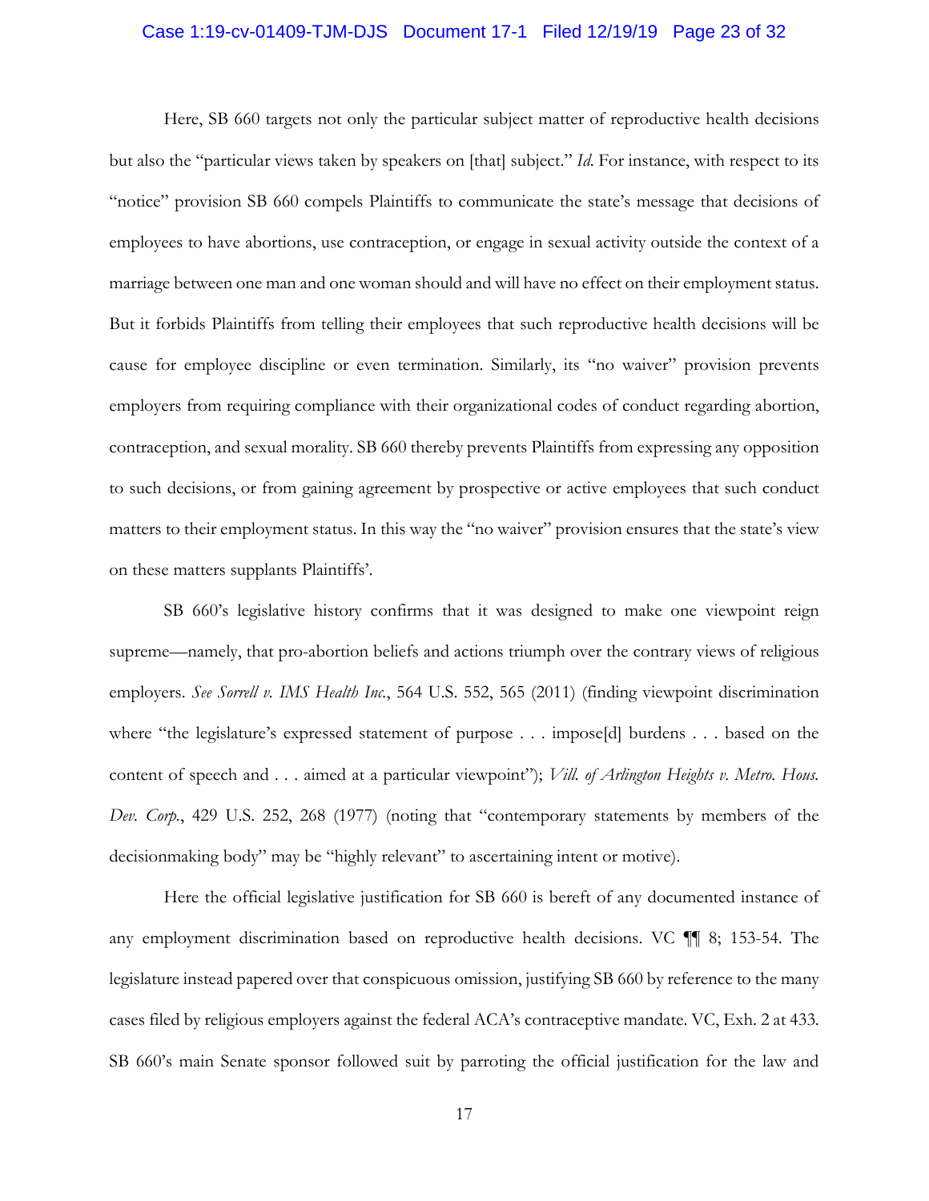Here, SB 660 targets not only the particular subject matter of reproductive health decisions but also the "particular views taken by speakers on [that] subject." *Id.* For instance, with respect to its "notice" provision SB 660 compels Plaintiffs to communicate the state's message that decisions of employees to have abortions, use contraception, or engage in sexual activity outside the context of a marriage between one man and one woman should and will have no effect on their employment status. But it forbids Plaintiffs from telling their employees that such reproductive health decisions will be cause for employee discipline or even termination. Similarly, its "no waiver" provision prevents employers from requiring compliance with their organizational codes of conduct regarding abortion, contraception, and sexual morality. SB 660 thereby prevents Plaintiffs from expressing any opposition to such decisions, or from gaining agreement by prospective or active employees that such conduct matters to their employment status. In this way the "no waiver" provision ensures that the state's view on these matters supplants Plaintiffs'.

SB 660's legislative history confirms that it was designed to make one viewpoint reign supreme—namely, that pro-abortion beliefs and actions triumph over the contrary views of religious employers. *See Sorrell v. IMS Health Inc.*, 564 U.S. 552, 565 (2011) (finding viewpoint discrimination where "the legislature's expressed statement of purpose . . . impose[d] burdens . . . based on the content of speech and . . . aimed at a particular viewpoint"); *Vill. of Arlington Heights v. Metro. Hous. Dev. Corp.*, 429 U.S. 252, 268 (1977) (noting that "contemporary statements by members of the decisionmaking body" may be "highly relevant" to ascertaining intent or motive).

Here the official legislative justification for SB 660 is bereft of any documented instance of any employment discrimination based on reproductive health decisions. VC ¶¶ 8; 153-54. The legislature instead papered over that conspicuous omission, justifying SB 660 by reference to the many cases filed by religious employers against the federal ACA's contraceptive mandate. VC, Exh. 2 at 433. SB 660's main Senate sponsor followed suit by parroting the official justification for the law and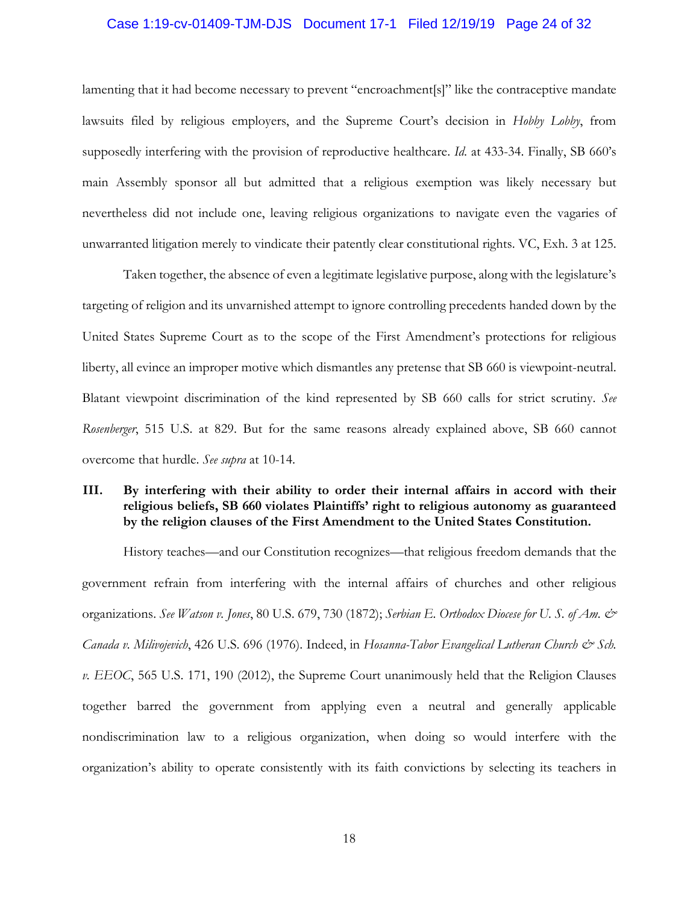lamenting that it had become necessary to prevent "encroachment[s]" like the contraceptive mandate lawsuits filed by religious employers, and the Supreme Court's decision in *Hobby Lobby*, from supposedly interfering with the provision of reproductive healthcare. *Id.* at 433-34. Finally, SB 660's main Assembly sponsor all but admitted that a religious exemption was likely necessary but nevertheless did not include one, leaving religious organizations to navigate even the vagaries of unwarranted litigation merely to vindicate their patently clear constitutional rights. VC, Exh. 3 at 125.

Taken together, the absence of even a legitimate legislative purpose, along with the legislature's targeting of religion and its unvarnished attempt to ignore controlling precedents handed down by the United States Supreme Court as to the scope of the First Amendment's protections for religious liberty, all evince an improper motive which dismantles any pretense that SB 660 is viewpoint-neutral. Blatant viewpoint discrimination of the kind represented by SB 660 calls for strict scrutiny. *See Rosenberger*, 515 U.S. at 829. But for the same reasons already explained above, SB 660 cannot overcome that hurdle. *See supra* at 10-14.

### III. By interfering with their ability to order their internal affairs in accord with their religious beliefs, SB 660 violates Plaintiffs' right to religious autonomy as guaranteed by the religion clauses of the First Amendment to the United States Constitution.

History teaches—and our Constitution recognizes—that religious freedom demands that the government refrain from interfering with the internal affairs of churches and other religious organizations. *See Watson v. Jones*, 80 U.S. 679, 730 (1872); *Serbian E. Orthodox Diocese for U. S. of Am. & Canada v. Milivojevich*, 426 U.S. 696 (1976). Indeed, in *Hosanna-Tabor Evangelical Lutheran Church & Sch. v. EEOC*, 565 U.S. 171, 190 (2012), the Supreme Court unanimously held that the Religion Clauses together barred the government from applying even a neutral and generally applicable nondiscrimination law to a religious organization, when doing so would interfere with the organization's ability to operate consistently with its faith convictions by selecting its teachers in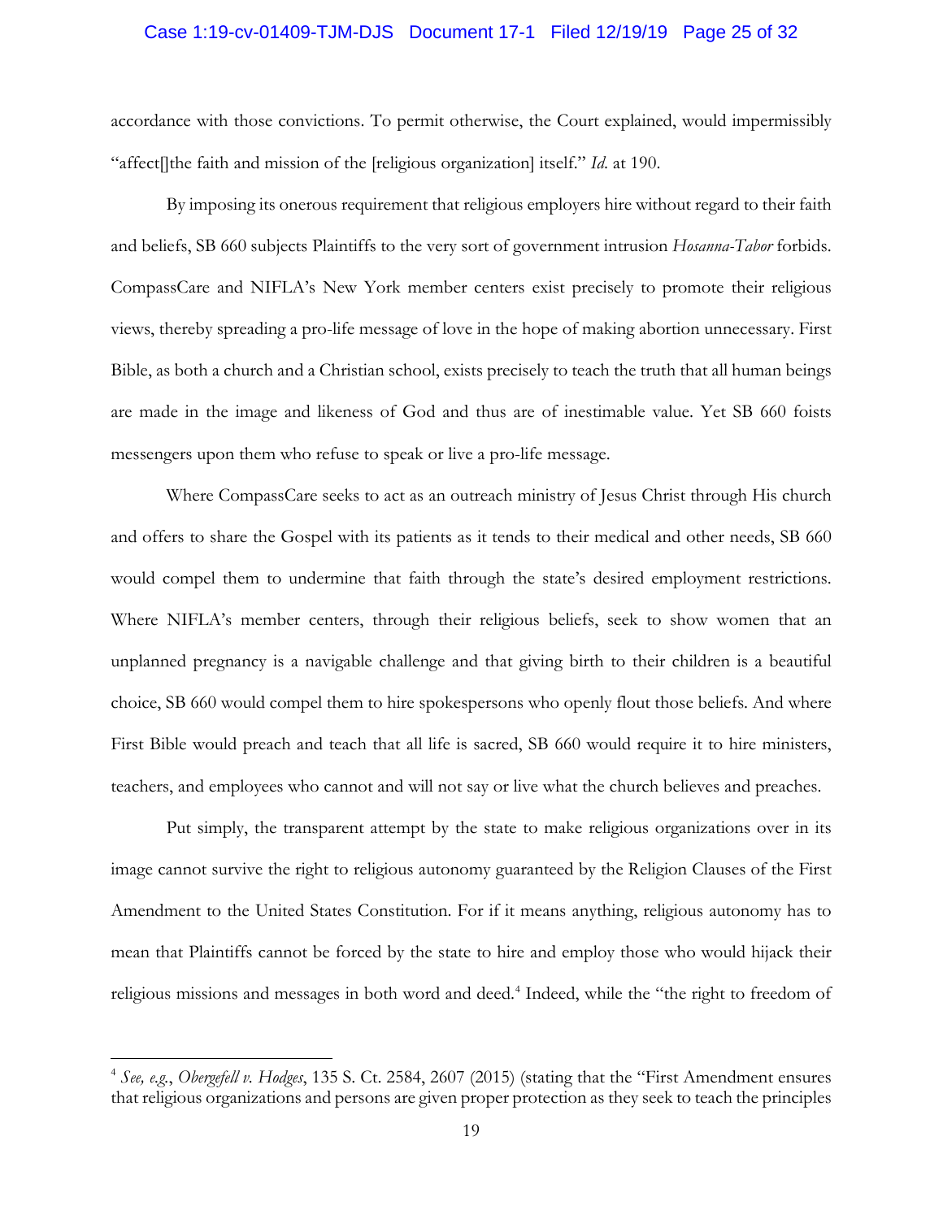accordance with those convictions. To permit otherwise, the Court explained, would impermissibly "affect[]the faith and mission of the [religious organization] itself." *Id.* at 190.

By imposing its onerous requirement that religious employers hire without regard to their faith and beliefs, SB 660 subjects Plaintiffs to the very sort of government intrusion *Hosanna-Tabor* forbids. CompassCare and NIFLA's New York member centers exist precisely to promote their religious views, thereby spreading a pro-life message of love in the hope of making abortion unnecessary. First Bible, as both a church and a Christian school, exists precisely to teach the truth that all human beings are made in the image and likeness of God and thus are of inestimable value. Yet SB 660 foists messengers upon them who refuse to speak or live a pro-life message.

Where CompassCare seeks to act as an outreach ministry of Jesus Christ through His church and offers to share the Gospel with its patients as it tends to their medical and other needs, SB 660 would compel them to undermine that faith through the state's desired employment restrictions. Where NIFLA's member centers, through their religious beliefs, seek to show women that an unplanned pregnancy is a navigable challenge and that giving birth to their children is a beautiful choice, SB 660 would compel them to hire spokespersons who openly flout those beliefs. And where First Bible would preach and teach that all life is sacred, SB 660 would require it to hire ministers, teachers, and employees who cannot and will not say or live what the church believes and preaches.

Put simply, the transparent attempt by the state to make religious organizations over in its image cannot survive the right to religious autonomy guaranteed by the Religion Clauses of the First Amendment to the United States Constitution. For if it means anything, religious autonomy has to mean that Plaintiffs cannot be forced by the state to hire and employ those who would hijack their religious missions and messages in both word and deed.[4] Indeed, while the "the right to freedom of

---

[4] *See, e.g.*, *Obergefell v. Hodges*, 135 S. Ct. 2584, 2607 (2015) (stating that the "First Amendment ensures that religious organizations and persons are given proper protection as they seek to teach the principles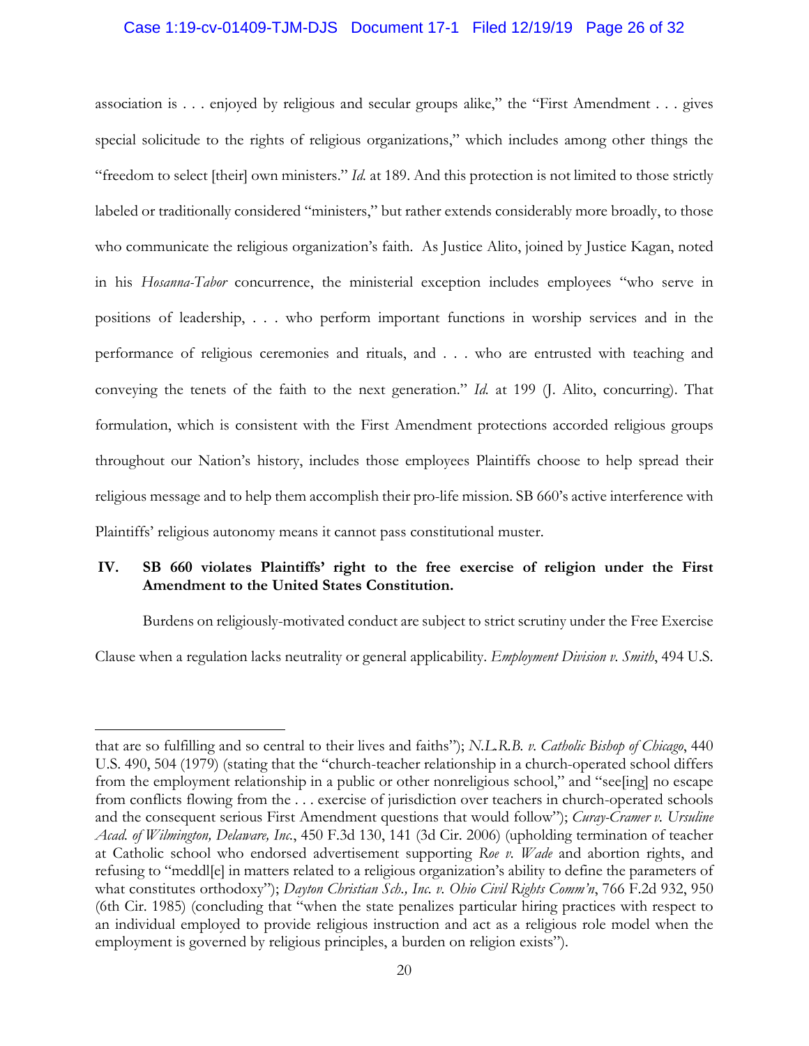association is . . . enjoyed by religious and secular groups alike," the "First Amendment . . . gives special solicitude to the rights of religious organizations," which includes among other things the "freedom to select [their] own ministers." *Id.* at 189. And this protection is not limited to those strictly labeled or traditionally considered "ministers," but rather extends considerably more broadly, to those who communicate the religious organization's faith. As Justice Alito, joined by Justice Kagan, noted in his *Hosanna-Tabor* concurrence, the ministerial exception includes employees "who serve in positions of leadership, . . . who perform important functions in worship services and in the performance of religious ceremonies and rituals, and . . . who are entrusted with teaching and conveying the tenets of the faith to the next generation." *Id.* at 199 (J. Alito, concurring). That formulation, which is consistent with the First Amendment protections accorded religious groups throughout our Nation's history, includes those employees Plaintiffs choose to help spread their religious message and to help them accomplish their pro-life mission. SB 660's active interference with Plaintiffs' religious autonomy means it cannot pass constitutional muster.

### IV. SB 660 violates Plaintiffs' right to the free exercise of religion under the First Amendment to the United States Constitution.

Burdens on religiously-motivated conduct are subject to strict scrutiny under the Free Exercise Clause when a regulation lacks neutrality or general applicability. *Employment Division v. Smith*, 494 U.S.

---

that are so fulfilling and so central to their lives and faiths"); *N.L.R.B. v. Catholic Bishop of Chicago*, 440 U.S. 490, 504 (1979) (stating that the "church-teacher relationship in a church-operated school differs from the employment relationship in a public or other nonreligious school," and "see[ing] no escape from conflicts flowing from the . . . exercise of jurisdiction over teachers in church-operated schools and the consequent serious First Amendment questions that would follow"); *Curay-Cramer v. Ursuline Acad. of Wilmington, Delaware, Inc.*, 450 F.3d 130, 141 (3d Cir. 2006) (upholding termination of teacher at Catholic school who endorsed advertisement supporting *Roe v. Wade* and abortion rights, and refusing to "meddl[e] in matters related to a religious organization's ability to define the parameters of what constitutes orthodoxy"); *Dayton Christian Sch., Inc. v. Ohio Civil Rights Comm'n*, 766 F.2d 932, 950 (6th Cir. 1985) (concluding that "when the state penalizes particular hiring practices with respect to an individual employed to provide religious instruction and act as a religious role model when the employment is governed by religious principles, a burden on religion exists").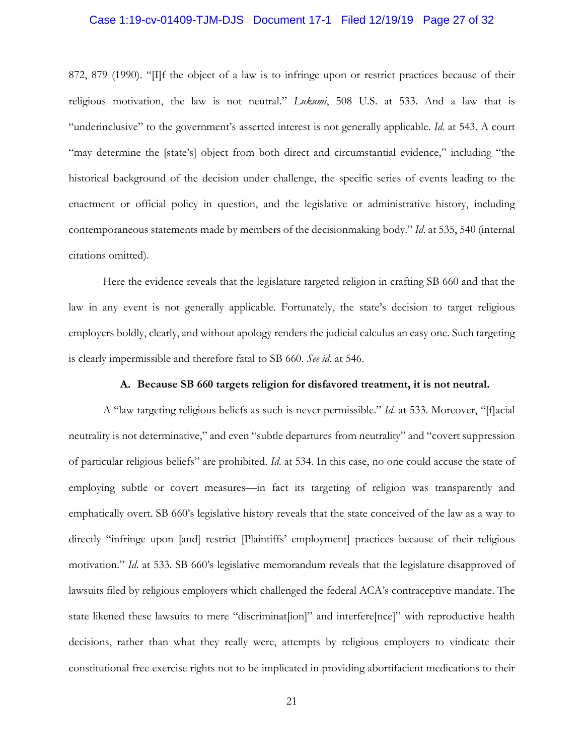872, 879 (1990). "[I]f the object of a law is to infringe upon or restrict practices because of their religious motivation, the law is not neutral." *Lukumi*, 508 U.S. at 533. And a law that is "underinclusive" to the government's asserted interest is not generally applicable. *Id.* at 543. A court "may determine the [state's] object from both direct and circumstantial evidence," including "the historical background of the decision under challenge, the specific series of events leading to the enactment or official policy in question, and the legislative or administrative history, including contemporaneous statements made by members of the decisionmaking body." *Id.* at 535, 540 (internal citations omitted).

Here the evidence reveals that the legislature targeted religion in crafting SB 660 and that the law in any event is not generally applicable. Fortunately, the state's decision to target religious employers boldly, clearly, and without apology renders the judicial calculus an easy one. Such targeting is clearly impermissible and therefore fatal to SB 660. *See id.* at 546.

**A. Because SB 660 targets religion for disfavored treatment, it is not neutral.**

A "law targeting religious beliefs as such is never permissible." *Id.* at 533. Moreover, "[f]acial neutrality is not determinative," and even "subtle departures from neutrality" and "covert suppression of particular religious beliefs" are prohibited. *Id.* at 534. In this case, no one could accuse the state of employing subtle or covert measures—in fact its targeting of religion was transparently and emphatically overt. SB 660's legislative history reveals that the state conceived of the law as a way to directly "infringe upon [and] restrict [Plaintiffs' employment] practices because of their religious motivation." *Id.* at 533. SB 660's legislative memorandum reveals that the legislature disapproved of lawsuits filed by religious employers which challenged the federal ACA's contraceptive mandate. The state likened these lawsuits to mere "discriminat[ion]" and interfere[nce]" with reproductive health decisions, rather than what they really were, attempts by religious employers to vindicate their constitutional free exercise rights not to be implicated in providing abortifacient medications to their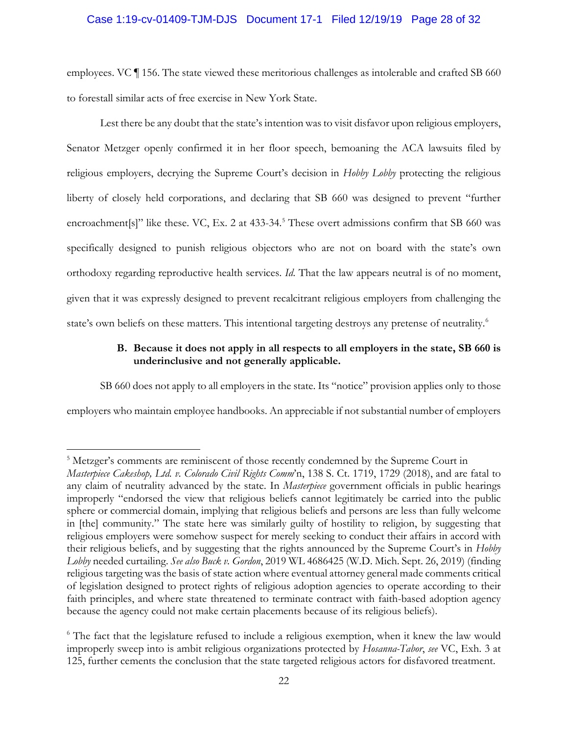employees. VC ¶ 156. The state viewed these meritorious challenges as intolerable and crafted SB 660 to forestall similar acts of free exercise in New York State.

Lest there be any doubt that the state's intention was to visit disfavor upon religious employers, Senator Metzger openly confirmed it in her floor speech, bemoaning the ACA lawsuits filed by religious employers, decrying the Supreme Court's decision in *Hobby Lobby* protecting the religious liberty of closely held corporations, and declaring that SB 660 was designed to prevent "further encroachment[s]" like these. VC, Ex. 2 at 433-34.[5] These overt admissions confirm that SB 660 was specifically designed to punish religious objectors who are not on board with the state's own orthodoxy regarding reproductive health services. *Id.* That the law appears neutral is of no moment, given that it was expressly designed to prevent recalcitrant religious employers from challenging the state's own beliefs on these matters. This intentional targeting destroys any pretense of neutrality.[6]

### B. Because it does not apply in all respects to all employers in the state, SB 660 is underinclusive and not generally applicable.

SB 660 does not apply to all employers in the state. Its "notice" provision applies only to those employers who maintain employee handbooks. An appreciable if not substantial number of employers

---

[5] Metzger's comments are reminiscent of those recently condemned by the Supreme Court in *Masterpiece Cakeshop, Ltd. v. Colorado Civil Rights Comm*'n, 138 S. Ct. 1719, 1729 (2018), and are fatal to any claim of neutrality advanced by the state. In *Masterpiece* government officials in public hearings improperly "endorsed the view that religious beliefs cannot legitimately be carried into the public sphere or commercial domain, implying that religious beliefs and persons are less than fully welcome in [the] community." The state here was similarly guilty of hostility to religion, by suggesting that religious employers were somehow suspect for merely seeking to conduct their affairs in accord with their religious beliefs, and by suggesting that the rights announced by the Supreme Court's in *Hobby Lobby* needed curtailing. *See also Buck v. Gordon*, 2019 WL 4686425 (W.D. Mich. Sept. 26, 2019) (finding religious targeting was the basis of state action where eventual attorney general made comments critical of legislation designed to protect rights of religious adoption agencies to operate according to their faith principles, and where state threatened to terminate contract with faith-based adoption agency because the agency could not make certain placements because of its religious beliefs).

[6] The fact that the legislature refused to include a religious exemption, when it knew the law would improperly sweep into is ambit religious organizations protected by *Hosanna-Tabor*, *see* VC, Exh. 3 at 125, further cements the conclusion that the state targeted religious actors for disfavored treatment.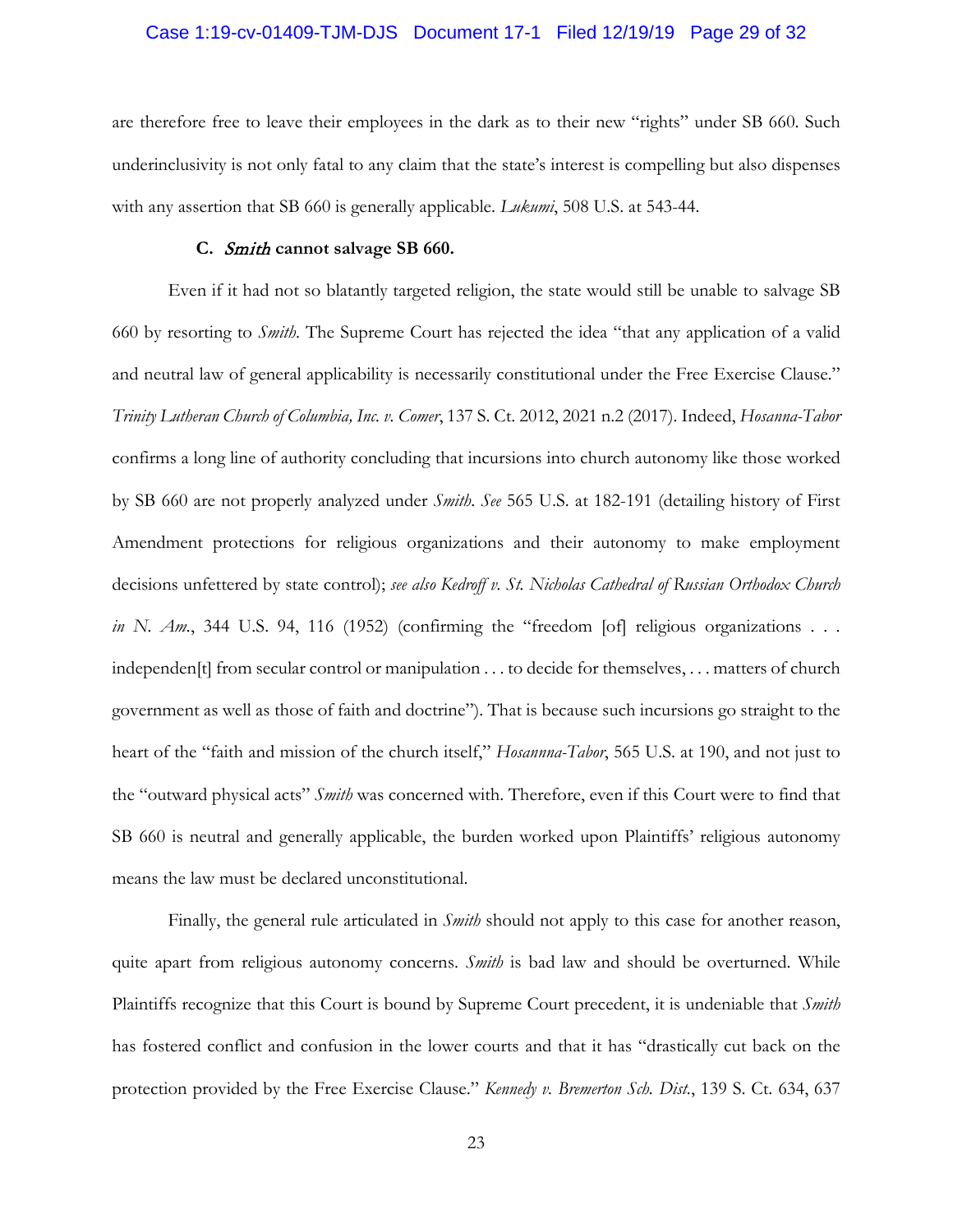are therefore free to leave their employees in the dark as to their new "rights" under SB 660. Such underinclusivity is not only fatal to any claim that the state's interest is compelling but also dispenses with any assertion that SB 660 is generally applicable. *Lukumi*, 508 U.S. at 543-44.

### C. *Smith* cannot salvage SB 660.

Even if it had not so blatantly targeted religion, the state would still be unable to salvage SB 660 by resorting to *Smith*. The Supreme Court has rejected the idea "that any application of a valid and neutral law of general applicability is necessarily constitutional under the Free Exercise Clause." *Trinity Lutheran Church of Columbia, Inc. v. Comer*, 137 S. Ct. 2012, 2021 n.2 (2017). Indeed, *Hosanna-Tabor* confirms a long line of authority concluding that incursions into church autonomy like those worked by SB 660 are not properly analyzed under *Smith*. *See* 565 U.S. at 182-191 (detailing history of First Amendment protections for religious organizations and their autonomy to make employment decisions unfettered by state control); *see also Kedroff v. St. Nicholas Cathedral of Russian Orthodox Church in N. Am.*, 344 U.S. 94, 116 (1952) (confirming the "freedom [of] religious organizations . . . independen[t] from secular control or manipulation . . . to decide for themselves, . . . matters of church government as well as those of faith and doctrine"). That is because such incursions go straight to the heart of the "faith and mission of the church itself," *Hosannna-Tabor*, 565 U.S. at 190, and not just to the "outward physical acts" *Smith* was concerned with. Therefore, even if this Court were to find that SB 660 is neutral and generally applicable, the burden worked upon Plaintiffs' religious autonomy means the law must be declared unconstitutional.

Finally, the general rule articulated in *Smith* should not apply to this case for another reason, quite apart from religious autonomy concerns. *Smith* is bad law and should be overturned. While Plaintiffs recognize that this Court is bound by Supreme Court precedent, it is undeniable that *Smith* has fostered conflict and confusion in the lower courts and that it has "drastically cut back on the protection provided by the Free Exercise Clause." *Kennedy v. Bremerton Sch. Dist.*, 139 S. Ct. 634, 637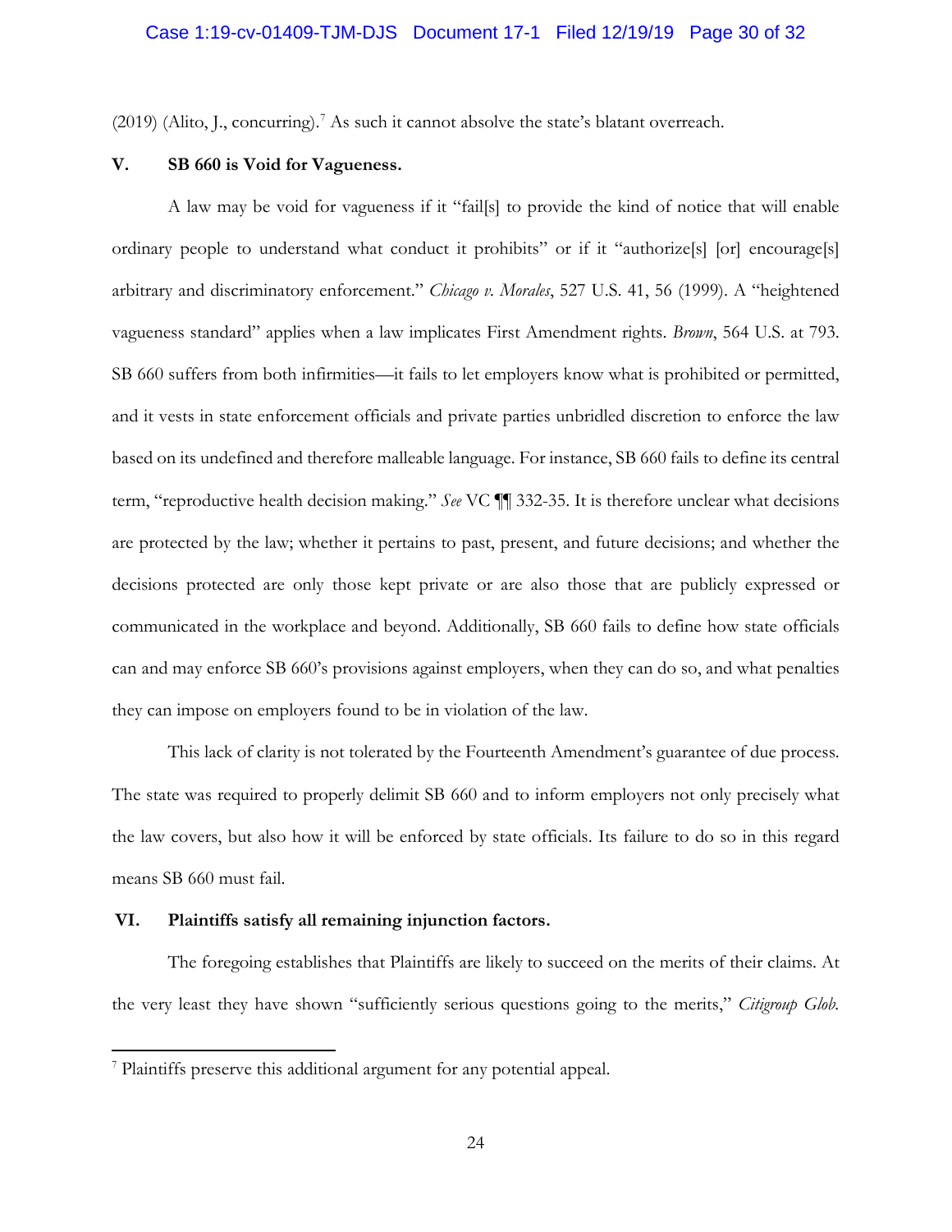(2019) (Alito, J., concurring).[7] As such it cannot absolve the state's blatant overreach.

## V. SB 660 is Void for Vagueness.

A law may be void for vagueness if it "fail[s] to provide the kind of notice that will enable ordinary people to understand what conduct it prohibits" or if it "authorize[s] [or] encourage[s] arbitrary and discriminatory enforcement." *Chicago v. Morales*, 527 U.S. 41, 56 (1999). A "heightened vagueness standard" applies when a law implicates First Amendment rights. *Brown*, 564 U.S. at 793. SB 660 suffers from both infirmities—it fails to let employers know what is prohibited or permitted, and it vests in state enforcement officials and private parties unbridled discretion to enforce the law based on its undefined and therefore malleable language. For instance, SB 660 fails to define its central term, "reproductive health decision making." *See* VC ¶¶ 332-35. It is therefore unclear what decisions are protected by the law; whether it pertains to past, present, and future decisions; and whether the decisions protected are only those kept private or are also those that are publicly expressed or communicated in the workplace and beyond. Additionally, SB 660 fails to define how state officials can and may enforce SB 660's provisions against employers, when they can do so, and what penalties they can impose on employers found to be in violation of the law.

This lack of clarity is not tolerated by the Fourteenth Amendment's guarantee of due process. The state was required to properly delimit SB 660 and to inform employers not only precisely what the law covers, but also how it will be enforced by state officials. Its failure to do so in this regard means SB 660 must fail.

## VI. Plaintiffs satisfy all remaining injunction factors.

The foregoing establishes that Plaintiffs are likely to succeed on the merits of their claims. At the very least they have shown "sufficiently serious questions going to the merits," *Citigroup Glob.*

---

[7] Plaintiffs preserve this additional argument for any potential appeal.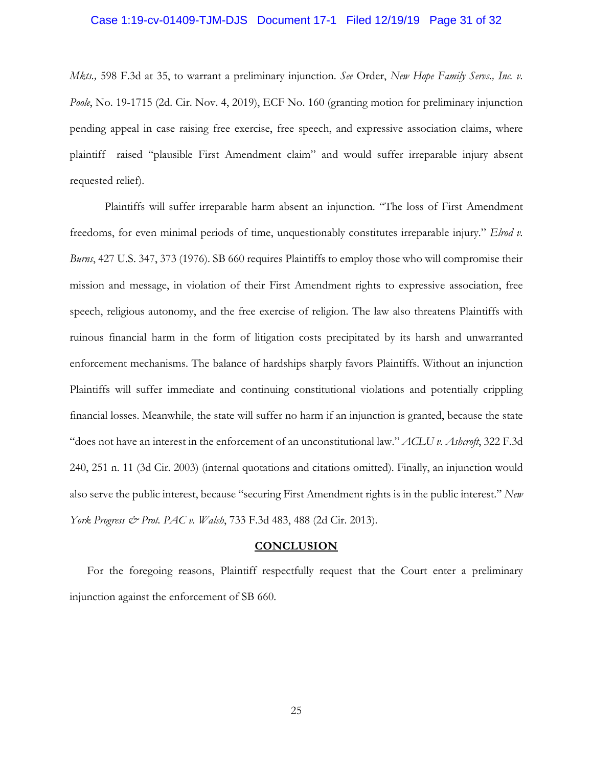*Mkts.,* 598 F.3d at 35, to warrant a preliminary injunction. *See* Order, *New Hope Family Servs., Inc. v. Poole*, No. 19-1715 (2d. Cir. Nov. 4, 2019), ECF No. 160 (granting motion for preliminary injunction pending appeal in case raising free exercise, free speech, and expressive association claims, where plaintiff raised "plausible First Amendment claim" and would suffer irreparable injury absent requested relief).

Plaintiffs will suffer irreparable harm absent an injunction. "The loss of First Amendment freedoms, for even minimal periods of time, unquestionably constitutes irreparable injury." *Elrod v. Burns*, 427 U.S. 347, 373 (1976). SB 660 requires Plaintiffs to employ those who will compromise their mission and message, in violation of their First Amendment rights to expressive association, free speech, religious autonomy, and the free exercise of religion. The law also threatens Plaintiffs with ruinous financial harm in the form of litigation costs precipitated by its harsh and unwarranted enforcement mechanisms. The balance of hardships sharply favors Plaintiffs. Without an injunction Plaintiffs will suffer immediate and continuing constitutional violations and potentially crippling financial losses. Meanwhile, the state will suffer no harm if an injunction is granted, because the state "does not have an interest in the enforcement of an unconstitutional law." *ACLU v. Ashcroft*, 322 F.3d 240, 251 n. 11 (3d Cir. 2003) (internal quotations and citations omitted). Finally, an injunction would also serve the public interest, because "securing First Amendment rights is in the public interest." *New York Progress & Prot. PAC v. Walsh*, 733 F.3d 483, 488 (2d Cir. 2013).

## CONCLUSION

For the foregoing reasons, Plaintiff respectfully request that the Court enter a preliminary injunction against the enforcement of SB 660.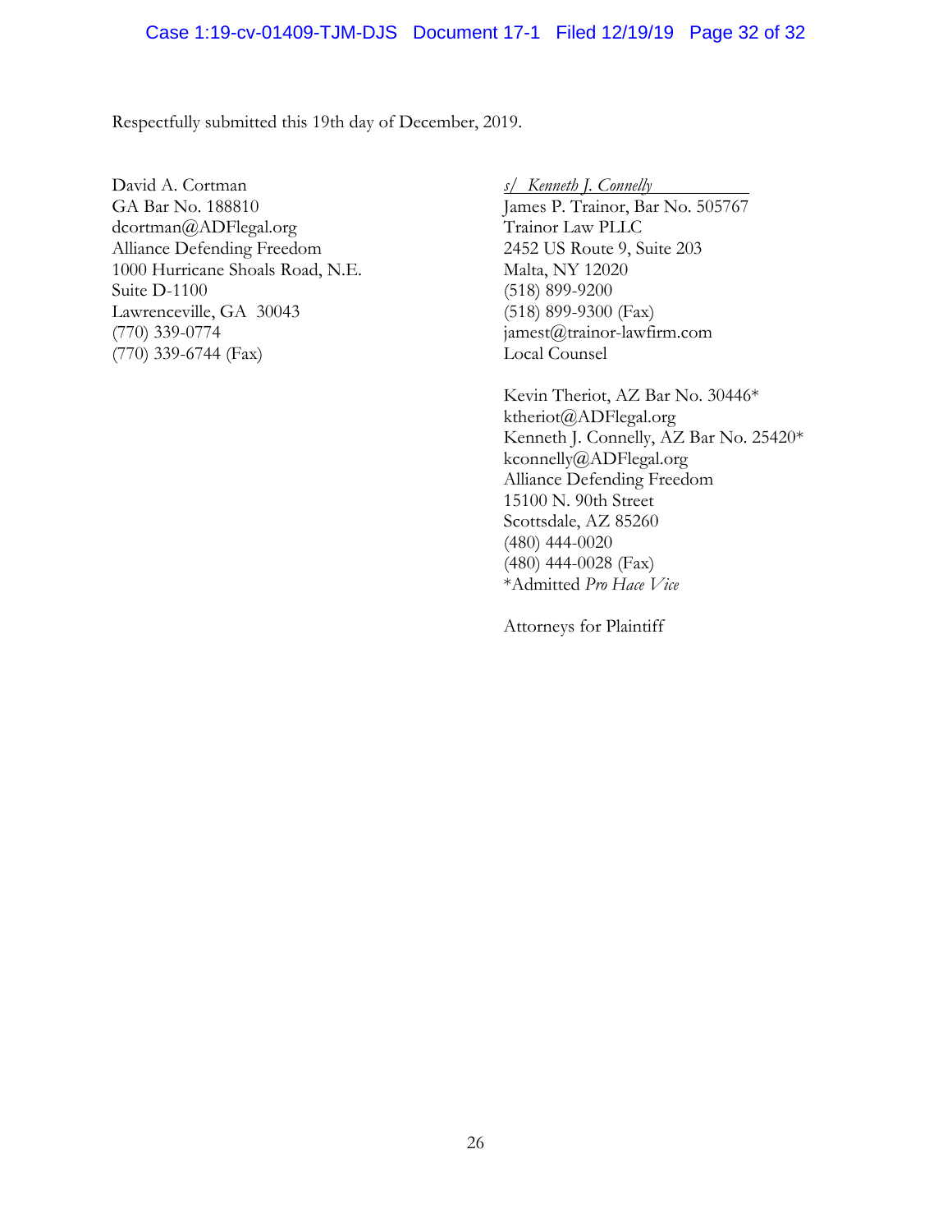Respectfully submitted this 19th day of December, 2019.

David A. Cortman
GA Bar No. 188810
dcortman@ADFlegal.org
Alliance Defending Freedom
1000 Hurricane Shoals Road, N.E.
Suite D-1100
Lawrenceville, GA 30043
(770) 339-0774
(770) 339-6744 (Fax)

*s/ Kenneth J. Connelly*
James P. Trainor, Bar No. 505767
Trainor Law PLLC
2452 US Route 9, Suite 203
Malta, NY 12020
(518) 899-9200
(518) 899-9300 (Fax)
jamest@trainor-lawfirm.com
Local Counsel

Kevin Theriot, AZ Bar No. 30446*
ktheriot@ADFlegal.org
Kenneth J. Connelly, AZ Bar No. 25420*
kconnelly@ADFlegal.org
Alliance Defending Freedom
15100 N. 90th Street
Scottsdale, AZ 85260
(480) 444-0020
(480) 444-0028 (Fax)
*Admitted *Pro Hac Vice*

Attorneys for Plaintiff